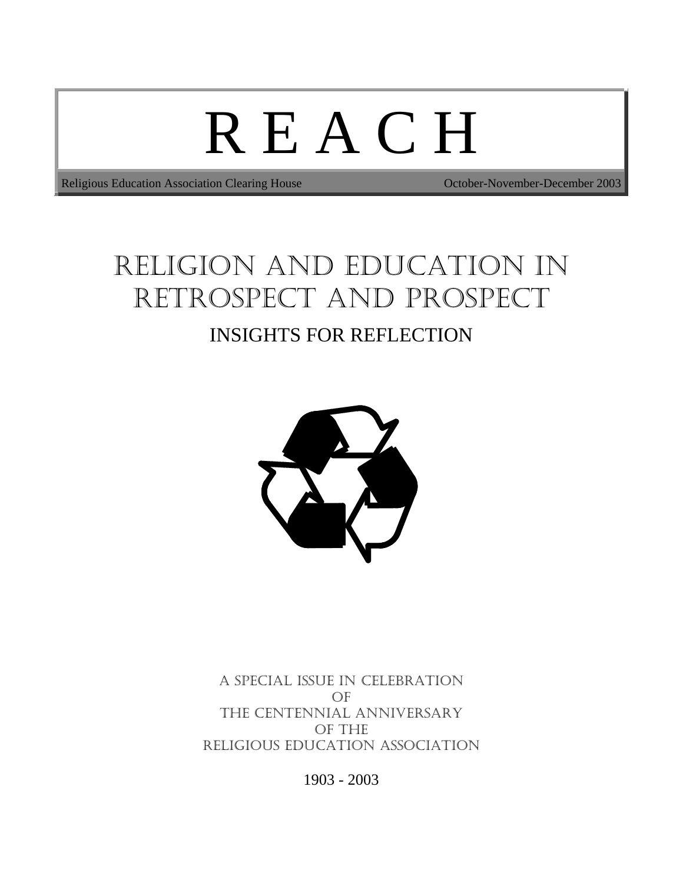# R E A C H

Religious Education Association Clearing House — October-November-December 2003

## RELIGION AND EDUCATION IN RETROSPECT AND PROSPECT

### INSIGHTS FOR REFLECTION

A SPECIAL ISSUE IN CELEBRATION
OF
THE CENTENNIAL ANNIVERSARY
OF THE
RELIGIOUS EDUCATION ASSOCIATION

1903 - 2003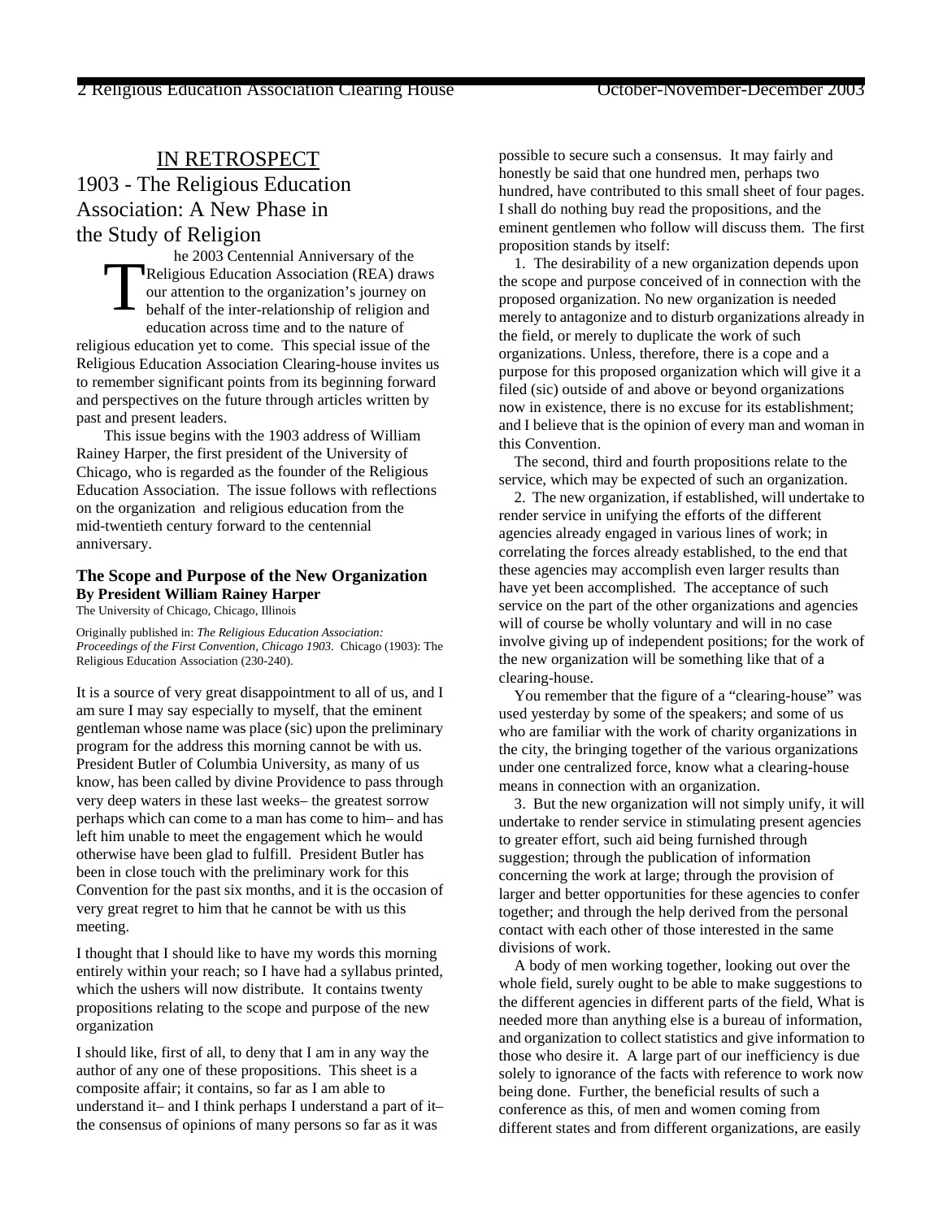## IN RETROSPECT

## 1903 - The Religious Education Association: A New Phase in the Study of Religion

The 2003 Centennial Anniversary of the Religious Education Association (REA) draws our attention to the organization's journey on behalf of the inter-relationship of religion and education across time and to the nature of religious education yet to come. This special issue of the Religious Education Association Clearing-house invites us to remember significant points from its beginning forward and perspectives on the future through articles written by past and present leaders.

This issue begins with the 1903 address of William Rainey Harper, the first president of the University of Chicago, who is regarded as the founder of the Religious Education Association. The issue follows with reflections on the organization and religious education from the mid-twentieth century forward to the centennial anniversary.

### The Scope and Purpose of the New Organization

**By President William Rainey Harper**

The University of Chicago, Chicago, Illinois

Originally published in: *The Religious Education Association: Proceedings of the First Convention, Chicago 1903.* Chicago (1903): The Religious Education Association (230-240).

It is a source of very great disappointment to all of us, and I am sure I may say especially to myself, that the eminent gentleman whose name was place (sic) upon the preliminary program for the address this morning cannot be with us. President Butler of Columbia University, as many of us know, has been called by divine Providence to pass through very deep waters in these last weeks– the greatest sorrow perhaps which can come to a man has come to him– and has left him unable to meet the engagement which he would otherwise have been glad to fulfill. President Butler has been in close touch with the preliminary work for this Convention for the past six months, and it is the occasion of very great regret to him that he cannot be with us this meeting.

I thought that I should like to have my words this morning entirely within your reach; so I have had a syllabus printed, which the ushers will now distribute. It contains twenty propositions relating to the scope and purpose of the new organization

I should like, first of all, to deny that I am in any way the author of any one of these propositions. This sheet is a composite affair; it contains, so far as I am able to understand it– and I think perhaps I understand a part of it– the consensus of opinions of many persons so far as it was possible to secure such a consensus. It may fairly and honestly be said that one hundred men, perhaps two hundred, have contributed to this small sheet of four pages. I shall do nothing buy read the propositions, and the eminent gentlemen who follow will discuss them. The first proposition stands by itself:

1. The desirability of a new organization depends upon the scope and purpose conceived of in connection with the proposed organization. No new organization is needed merely to antagonize and to disturb organizations already in the field, or merely to duplicate the work of such organizations. Unless, therefore, there is a cope and a purpose for this proposed organization which will give it a filed (sic) outside of and above or beyond organizations now in existence, there is no excuse for its establishment; and I believe that is the opinion of every man and woman in this Convention.

The second, third and fourth propositions relate to the service, which may be expected of such an organization.

2. The new organization, if established, will undertake to render service in unifying the efforts of the different agencies already engaged in various lines of work; in correlating the forces already established, to the end that these agencies may accomplish even larger results than have yet been accomplished. The acceptance of such service on the part of the other organizations and agencies will of course be wholly voluntary and will in no case involve giving up of independent positions; for the work of the new organization will be something like that of a clearing-house.

You remember that the figure of a "clearing-house" was used yesterday by some of the speakers; and some of us who are familiar with the work of charity organizations in the city, the bringing together of the various organizations under one centralized force, know what a clearing-house means in connection with an organization.

3. But the new organization will not simply unify, it will undertake to render service in stimulating present agencies to greater effort, such aid being furnished through suggestion; through the publication of information concerning the work at large; through the provision of larger and better opportunities for these agencies to confer together; and through the help derived from the personal contact with each other of those interested in the same divisions of work.

A body of men working together, looking out over the whole field, surely ought to be able to make suggestions to the different agencies in different parts of the field, What is needed more than anything else is a bureau of information, and organization to collect statistics and give information to those who desire it. A large part of our inefficiency is due solely to ignorance of the facts with reference to work now being done. Further, the beneficial results of such a conference as this, of men and women coming from different states and from different organizations, are easily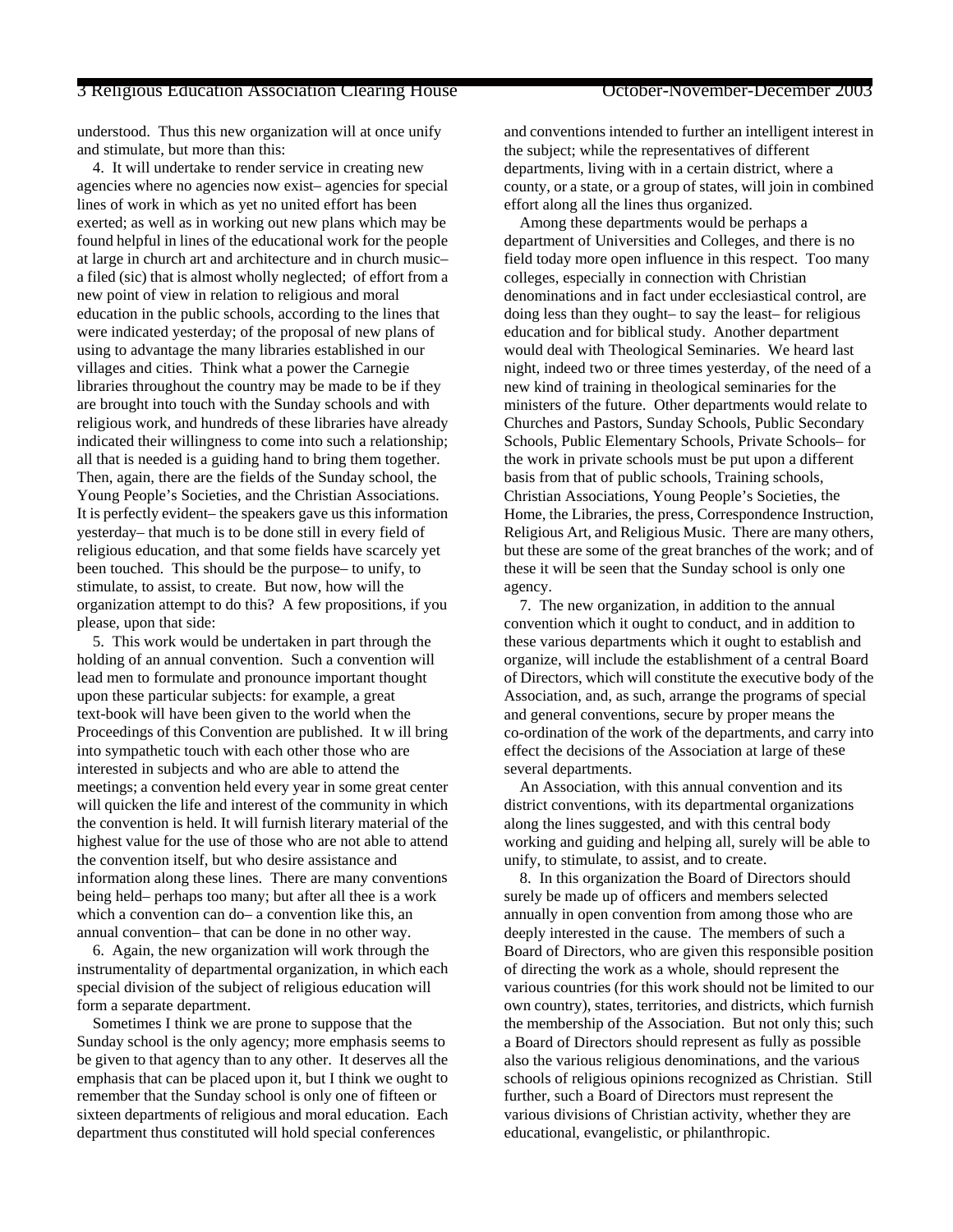understood. Thus this new organization will at once unify and stimulate, but more than this:

4. It will undertake to render service in creating new agencies where no agencies now exist– agencies for special lines of work in which as yet no united effort has been exerted; as well as in working out new plans which may be found helpful in lines of the educational work for the people at large in church art and architecture and in church music– a filed (sic) that is almost wholly neglected; of effort from a new point of view in relation to religious and moral education in the public schools, according to the lines that were indicated yesterday; of the proposal of new plans of using to advantage the many libraries established in our villages and cities. Think what a power the Carnegie libraries throughout the country may be made to be if they are brought into touch with the Sunday schools and with religious work, and hundreds of these libraries have already indicated their willingness to come into such a relationship; all that is needed is a guiding hand to bring them together. Then, again, there are the fields of the Sunday school, the Young People's Societies, and the Christian Associations. It is perfectly evident– the speakers gave us this information yesterday– that much is to be done still in every field of religious education, and that some fields have scarcely yet been touched. This should be the purpose– to unify, to stimulate, to assist, to create. But now, how will the organization attempt to do this? A few propositions, if you please, upon that side:

5. This work would be undertaken in part through the holding of an annual convention. Such a convention will lead men to formulate and pronounce important thought upon these particular subjects: for example, a great text-book will have been given to the world when the Proceedings of this Convention are published. It w ill bring into sympathetic touch with each other those who are interested in subjects and who are able to attend the meetings; a convention held every year in some great center will quicken the life and interest of the community in which the convention is held. It will furnish literary material of the highest value for the use of those who are not able to attend the convention itself, but who desire assistance and information along these lines. There are many conventions being held– perhaps too many; but after all thee is a work which a convention can do– a convention like this, an annual convention– that can be done in no other way.

6. Again, the new organization will work through the instrumentality of departmental organization, in which each special division of the subject of religious education will form a separate department.

Sometimes I think we are prone to suppose that the Sunday school is the only agency; more emphasis seems to be given to that agency than to any other. It deserves all the emphasis that can be placed upon it, but I think we ought to remember that the Sunday school is only one of fifteen or sixteen departments of religious and moral education. Each department thus constituted will hold special conferences and conventions intended to further an intelligent interest in the subject; while the representatives of different departments, living with in a certain district, where a county, or a state, or a group of states, will join in combined effort along all the lines thus organized.

Among these departments would be perhaps a department of Universities and Colleges, and there is no field today more open influence in this respect. Too many colleges, especially in connection with Christian denominations and in fact under ecclesiastical control, are doing less than they ought– to say the least– for religious education and for biblical study. Another department would deal with Theological Seminaries. We heard last night, indeed two or three times yesterday, of the need of a new kind of training in theological seminaries for the ministers of the future. Other departments would relate to Churches and Pastors, Sunday Schools, Public Secondary Schools, Public Elementary Schools, Private Schools– for the work in private schools must be put upon a different basis from that of public schools, Training schools, Christian Associations, Young People's Societies, the Home, the Libraries, the press, Correspondence Instruction, Religious Art, and Religious Music. There are many others, but these are some of the great branches of the work; and of these it will be seen that the Sunday school is only one agency.

7. The new organization, in addition to the annual convention which it ought to conduct, and in addition to these various departments which it ought to establish and organize, will include the establishment of a central Board of Directors, which will constitute the executive body of the Association, and, as such, arrange the programs of special and general conventions, secure by proper means the co-ordination of the work of the departments, and carry into effect the decisions of the Association at large of these several departments.

An Association, with this annual convention and its district conventions, with its departmental organizations along the lines suggested, and with this central body working and guiding and helping all, surely will be able to unify, to stimulate, to assist, and to create.

8. In this organization the Board of Directors should surely be made up of officers and members selected annually in open convention from among those who are deeply interested in the cause. The members of such a Board of Directors, who are given this responsible position of directing the work as a whole, should represent the various countries (for this work should not be limited to our own country), states, territories, and districts, which furnish the membership of the Association. But not only this; such a Board of Directors should represent as fully as possible also the various religious denominations, and the various schools of religious opinions recognized as Christian. Still further, such a Board of Directors must represent the various divisions of Christian activity, whether they are educational, evangelistic, or philanthropic.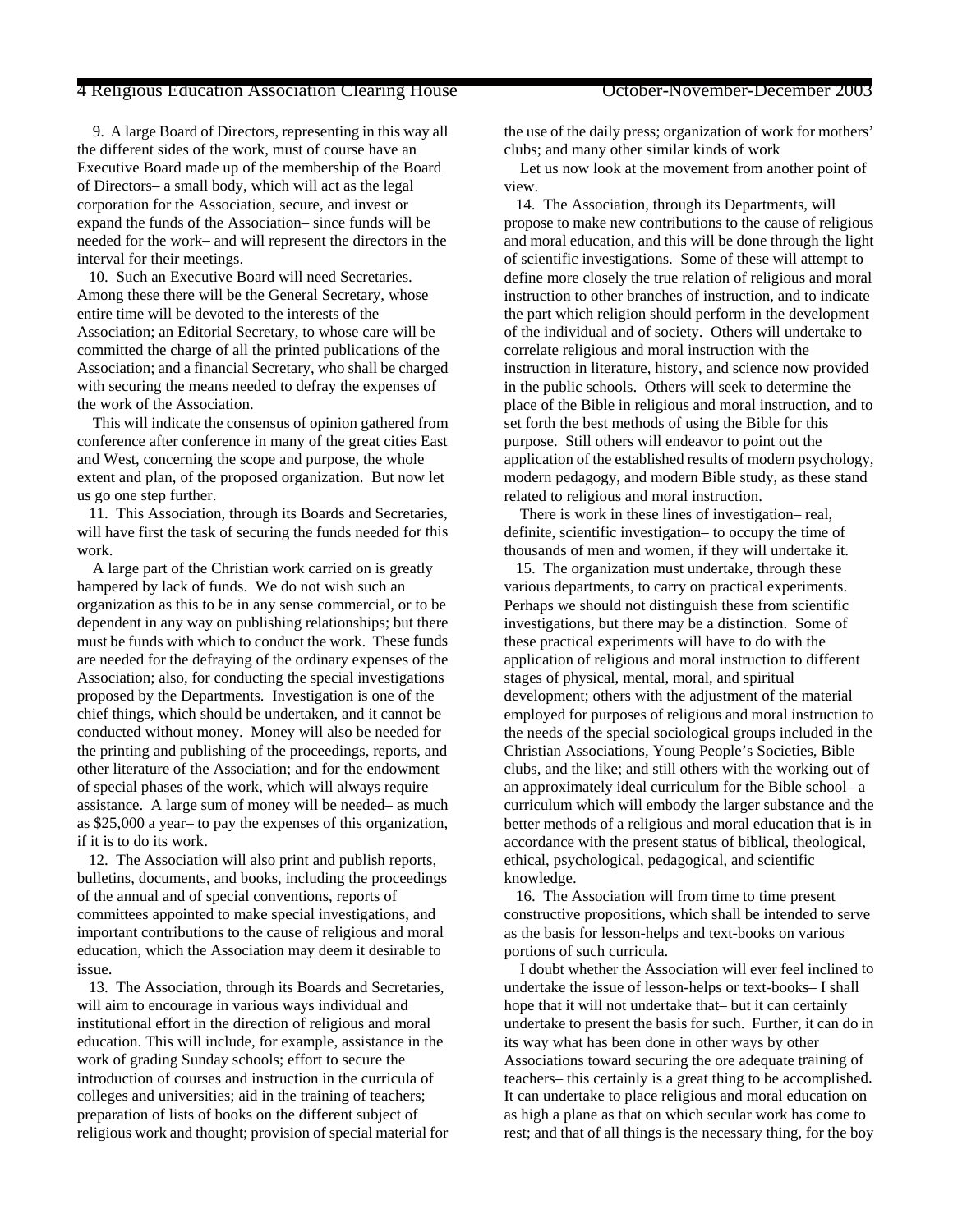9. A large Board of Directors, representing in this way all the different sides of the work, must of course have an Executive Board made up of the membership of the Board of Directors– a small body, which will act as the legal corporation for the Association, secure, and invest or expand the funds of the Association– since funds will be needed for the work– and will represent the directors in the interval for their meetings.

10. Such an Executive Board will need Secretaries. Among these there will be the General Secretary, whose entire time will be devoted to the interests of the Association; an Editorial Secretary, to whose care will be committed the charge of all the printed publications of the Association; and a financial Secretary, who shall be charged with securing the means needed to defray the expenses of the work of the Association.

This will indicate the consensus of opinion gathered from conference after conference in many of the great cities East and West, concerning the scope and purpose, the whole extent and plan, of the proposed organization. But now let us go one step further.

11. This Association, through its Boards and Secretaries, will have first the task of securing the funds needed for this work.

A large part of the Christian work carried on is greatly hampered by lack of funds. We do not wish such an organization as this to be in any sense commercial, or to be dependent in any way on publishing relationships; but there must be funds with which to conduct the work. These funds are needed for the defraying of the ordinary expenses of the Association; also, for conducting the special investigations proposed by the Departments. Investigation is one of the chief things, which should be undertaken, and it cannot be conducted without money. Money will also be needed for the printing and publishing of the proceedings, reports, and other literature of the Association; and for the endowment of special phases of the work, which will always require assistance. A large sum of money will be needed– as much as $25,000 a year– to pay the expenses of this organization, if it is to do its work.

12. The Association will also print and publish reports, bulletins, documents, and books, including the proceedings of the annual and of special conventions, reports of committees appointed to make special investigations, and important contributions to the cause of religious and moral education, which the Association may deem it desirable to issue.

13. The Association, through its Boards and Secretaries, will aim to encourage in various ways individual and institutional effort in the direction of religious and moral education. This will include, for example, assistance in the work of grading Sunday schools; effort to secure the introduction of courses and instruction in the curricula of colleges and universities; aid in the training of teachers; preparation of lists of books on the different subject of religious work and thought; provision of special material for the use of the daily press; organization of work for mothers' clubs; and many other similar kinds of work

Let us now look at the movement from another point of view.

14. The Association, through its Departments, will propose to make new contributions to the cause of religious and moral education, and this will be done through the light of scientific investigations. Some of these will attempt to define more closely the true relation of religious and moral instruction to other branches of instruction, and to indicate the part which religion should perform in the development of the individual and of society. Others will undertake to correlate religious and moral instruction with the instruction in literature, history, and science now provided in the public schools. Others will seek to determine the place of the Bible in religious and moral instruction, and to set forth the best methods of using the Bible for this purpose. Still others will endeavor to point out the application of the established results of modern psychology, modern pedagogy, and modern Bible study, as these stand related to religious and moral instruction.

There is work in these lines of investigation– real, definite, scientific investigation– to occupy the time of thousands of men and women, if they will undertake it.

15. The organization must undertake, through these various departments, to carry on practical experiments. Perhaps we should not distinguish these from scientific investigations, but there may be a distinction. Some of these practical experiments will have to do with the application of religious and moral instruction to different stages of physical, mental, moral, and spiritual development; others with the adjustment of the material employed for purposes of religious and moral instruction to the needs of the special sociological groups included in the Christian Associations, Young People's Societies, Bible clubs, and the like; and still others with the working out of an approximately ideal curriculum for the Bible school– a curriculum which will embody the larger substance and the better methods of a religious and moral education that is in accordance with the present status of biblical, theological, ethical, psychological, pedagogical, and scientific knowledge.

16. The Association will from time to time present constructive propositions, which shall be intended to serve as the basis for lesson-helps and text-books on various portions of such curricula.

I doubt whether the Association will ever feel inclined to undertake the issue of lesson-helps or text-books– I shall hope that it will not undertake that– but it can certainly undertake to present the basis for such. Further, it can do in its way what has been done in other ways by other Associations toward securing the ore adequate training of teachers– this certainly is a great thing to be accomplished. It can undertake to place religious and moral education on as high a plane as that on which secular work has come to rest; and that of all things is the necessary thing, for the boy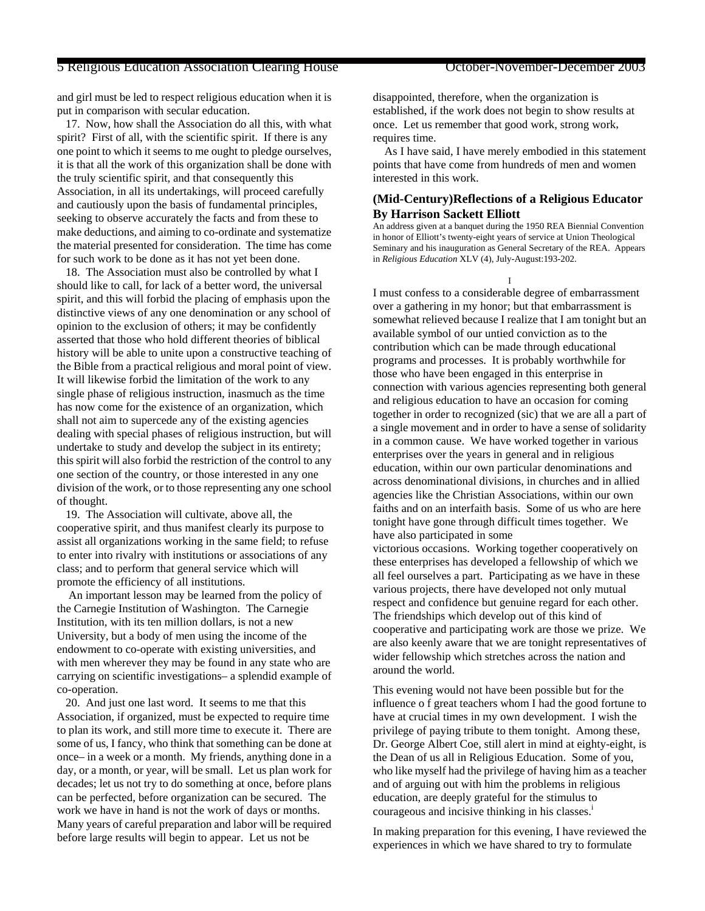and girl must be led to respect religious education when it is put in comparison with secular education.

17. Now, how shall the Association do all this, with what spirit? First of all, with the scientific spirit. If there is any one point to which it seems to me ought to pledge ourselves, it is that all the work of this organization shall be done with the truly scientific spirit, and that consequently this Association, in all its undertakings, will proceed carefully and cautiously upon the basis of fundamental principles, seeking to observe accurately the facts and from these to make deductions, and aiming to co-ordinate and systematize the material presented for consideration. The time has come for such work to be done as it has not yet been done.

18. The Association must also be controlled by what I should like to call, for lack of a better word, the universal spirit, and this will forbid the placing of emphasis upon the distinctive views of any one denomination or any school of opinion to the exclusion of others; it may be confidently asserted that those who hold different theories of biblical history will be able to unite upon a constructive teaching of the Bible from a practical religious and moral point of view. It will likewise forbid the limitation of the work to any single phase of religious instruction, inasmuch as the time has now come for the existence of an organization, which shall not aim to supercede any of the existing agencies dealing with special phases of religious instruction, but will undertake to study and develop the subject in its entirety; this spirit will also forbid the restriction of the control to any one section of the country, or those interested in any one division of the work, or to those representing any one school of thought.

19. The Association will cultivate, above all, the cooperative spirit, and thus manifest clearly its purpose to assist all organizations working in the same field; to refuse to enter into rivalry with institutions or associations of any class; and to perform that general service which will promote the efficiency of all institutions.

An important lesson may be learned from the policy of the Carnegie Institution of Washington. The Carnegie Institution, with its ten million dollars, is not a new University, but a body of men using the income of the endowment to co-operate with existing universities, and with men wherever they may be found in any state who are carrying on scientific investigations– a splendid example of co-operation.

20. And just one last word. It seems to me that this Association, if organized, must be expected to require time to plan its work, and still more time to execute it. There are some of us, I fancy, who think that something can be done at once– in a week or a month. My friends, anything done in a day, or a month, or year, will be small. Let us plan work for decades; let us not try to do something at once, before plans can be perfected, before organization can be secured. The work we have in hand is not the work of days or months. Many years of careful preparation and labor will be required before large results will begin to appear. Let us not be disappointed, therefore, when the organization is established, if the work does not begin to show results at once. Let us remember that good work, strong work, requires time.

As I have said, I have merely embodied in this statement points that have come from hundreds of men and women interested in this work.

## (Mid-Century)Reflections of a Religious Educator By Harrison Sackett Elliott

An address given at a banquet during the 1950 REA Biennial Convention in honor of Elliott's twenty-eight years of service at Union Theological Seminary and his inauguration as General Secretary of the REA. Appears in *Religious Education* XLV (4), July-August:193-202.

I

I must confess to a considerable degree of embarrassment over a gathering in my honor; but that embarrassment is somewhat relieved because I realize that I am tonight but an available symbol of our untied conviction as to the contribution which can be made through educational programs and processes. It is probably worthwhile for those who have been engaged in this enterprise in connection with various agencies representing both general and religious education to have an occasion for coming together in order to recognized (sic) that we are all a part of a single movement and in order to have a sense of solidarity in a common cause. We have worked together in various enterprises over the years in general and in religious education, within our own particular denominations and across denominational divisions, in churches and in allied agencies like the Christian Associations, within our own faiths and on an interfaith basis. Some of us who are here tonight have gone through difficult times together. We have also participated in some victorious occasions. Working together cooperatively on these enterprises has developed a fellowship of which we all feel ourselves a part. Participating as we have in these various projects, there have developed not only mutual respect and confidence but genuine regard for each other. The friendships which develop out of this kind of cooperative and participating work are those we prize. We are also keenly aware that we are tonight representatives of wider fellowship which stretches across the nation and around the world.

This evening would not have been possible but for the influence o f great teachers whom I had the good fortune to have at crucial times in my own development. I wish the privilege of paying tribute to them tonight. Among these, Dr. George Albert Coe, still alert in mind at eighty-eight, is the Dean of us all in Religious Education. Some of you, who like myself had the privilege of having him as a teacher and of arguing out with him the problems in religious education, are deeply grateful for the stimulus to courageous and incisive thinking in his classes.[i]

In making preparation for this evening, I have reviewed the experiences in which we have shared to try to formulate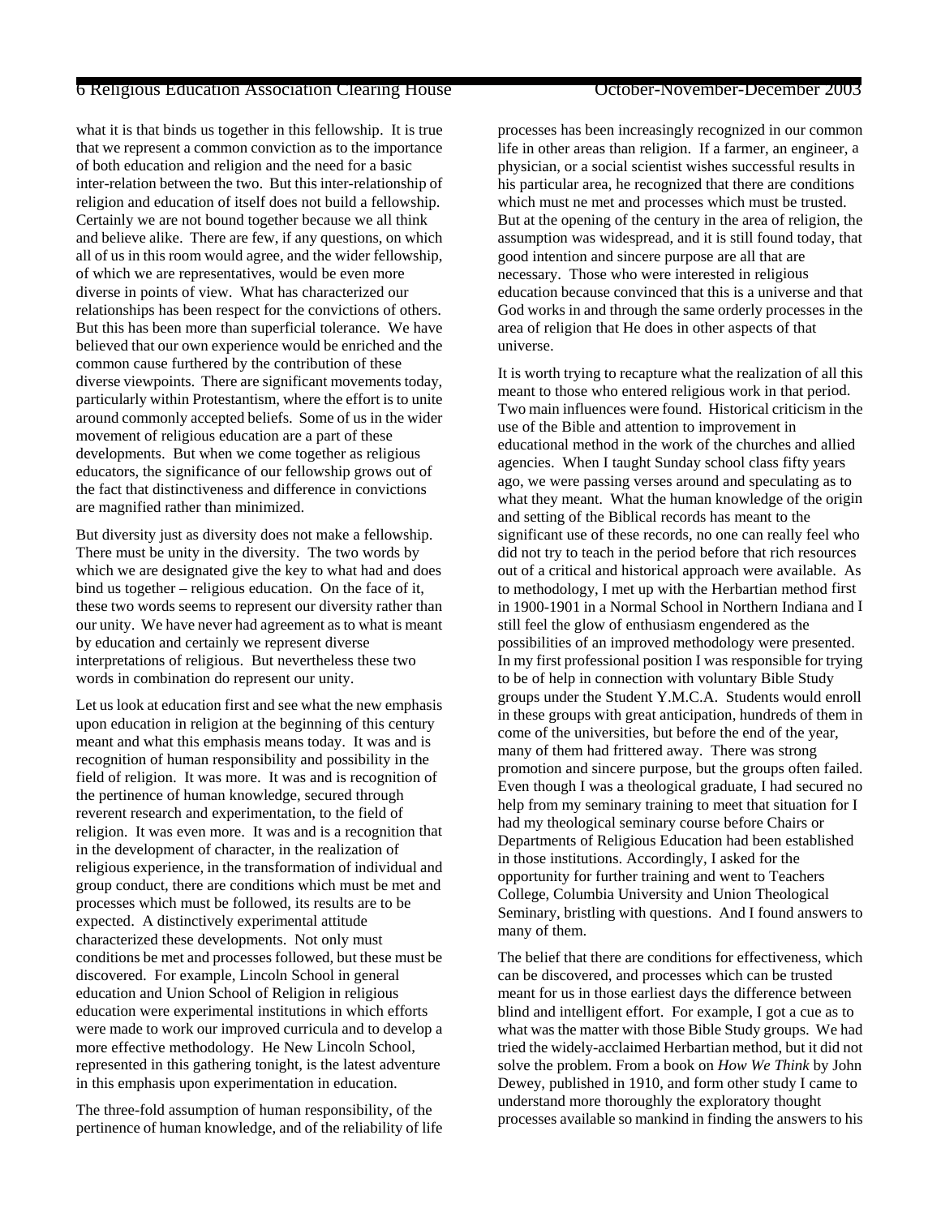what it is that binds us together in this fellowship. It is true that we represent a common conviction as to the importance of both education and religion and the need for a basic inter-relation between the two. But this inter-relationship of religion and education of itself does not build a fellowship. Certainly we are not bound together because we all think and believe alike. There are few, if any questions, on which all of us in this room would agree, and the wider fellowship, of which we are representatives, would be even more diverse in points of view. What has characterized our relationships has been respect for the convictions of others. But this has been more than superficial tolerance. We have believed that our own experience would be enriched and the common cause furthered by the contribution of these diverse viewpoints. There are significant movements today, particularly within Protestantism, where the effort is to unite around commonly accepted beliefs. Some of us in the wider movement of religious education are a part of these developments. But when we come together as religious educators, the significance of our fellowship grows out of the fact that distinctiveness and difference in convictions are magnified rather than minimized.

But diversity just as diversity does not make a fellowship. There must be unity in the diversity. The two words by which we are designated give the key to what had and does bind us together – religious education. On the face of it, these two words seems to represent our diversity rather than our unity. We have never had agreement as to what is meant by education and certainly we represent diverse interpretations of religious. But nevertheless these two words in combination do represent our unity.

Let us look at education first and see what the new emphasis upon education in religion at the beginning of this century meant and what this emphasis means today. It was and is recognition of human responsibility and possibility in the field of religion. It was more. It was and is recognition of the pertinence of human knowledge, secured through reverent research and experimentation, to the field of religion. It was even more. It was and is a recognition that in the development of character, in the realization of religious experience, in the transformation of individual and group conduct, there are conditions which must be met and processes which must be followed, its results are to be expected. A distinctively experimental attitude characterized these developments. Not only must conditions be met and processes followed, but these must be discovered. For example, Lincoln School in general education and Union School of Religion in religious education were experimental institutions in which efforts were made to work our improved curricula and to develop a more effective methodology. He New Lincoln School, represented in this gathering tonight, is the latest adventure in this emphasis upon experimentation in education.

The three-fold assumption of human responsibility, of the pertinence of human knowledge, and of the reliability of life processes has been increasingly recognized in our common life in other areas than religion. If a farmer, an engineer, a physician, or a social scientist wishes successful results in his particular area, he recognized that there are conditions which must ne met and processes which must be trusted. But at the opening of the century in the area of religion, the assumption was widespread, and it is still found today, that good intention and sincere purpose are all that are necessary. Those who were interested in religious education because convinced that this is a universe and that God works in and through the same orderly processes in the area of religion that He does in other aspects of that universe.

It is worth trying to recapture what the realization of all this meant to those who entered religious work in that period. Two main influences were found. Historical criticism in the use of the Bible and attention to improvement in educational method in the work of the churches and allied agencies. When I taught Sunday school class fifty years ago, we were passing verses around and speculating as to what they meant. What the human knowledge of the origin and setting of the Biblical records has meant to the significant use of these records, no one can really feel who did not try to teach in the period before that rich resources out of a critical and historical approach were available. As to methodology, I met up with the Herbartian method first in 1900-1901 in a Normal School in Northern Indiana and I still feel the glow of enthusiasm engendered as the possibilities of an improved methodology were presented. In my first professional position I was responsible for trying to be of help in connection with voluntary Bible Study groups under the Student Y.M.C.A. Students would enroll in these groups with great anticipation, hundreds of them in come of the universities, but before the end of the year, many of them had frittered away. There was strong promotion and sincere purpose, but the groups often failed. Even though I was a theological graduate, I had secured no help from my seminary training to meet that situation for I had my theological seminary course before Chairs or Departments of Religious Education had been established in those institutions. Accordingly, I asked for the opportunity for further training and went to Teachers College, Columbia University and Union Theological Seminary, bristling with questions. And I found answers to many of them.

The belief that there are conditions for effectiveness, which can be discovered, and processes which can be trusted meant for us in those earliest days the difference between blind and intelligent effort. For example, I got a cue as to what was the matter with those Bible Study groups. We had tried the widely-acclaimed Herbartian method, but it did not solve the problem. From a book on *How We Think* by John Dewey, published in 1910, and form other study I came to understand more thoroughly the exploratory thought processes available so mankind in finding the answers to his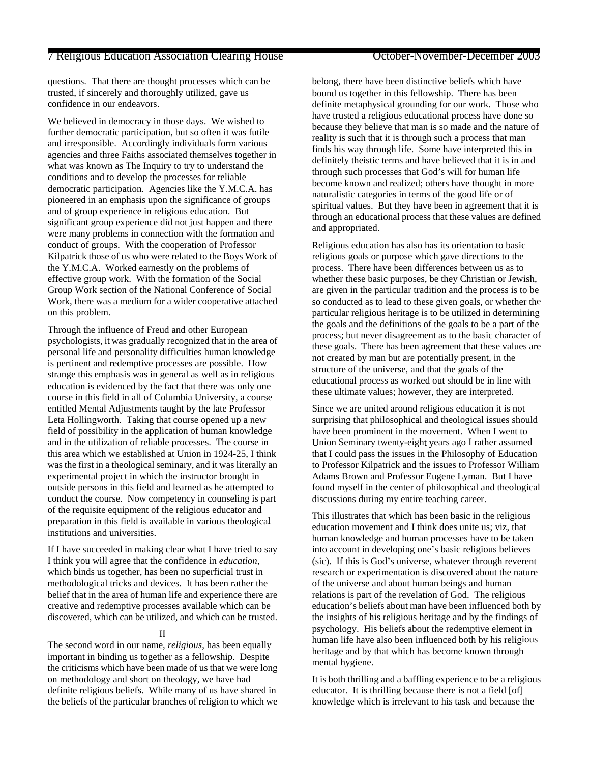questions. That there are thought processes which can be trusted, if sincerely and thoroughly utilized, gave us confidence in our endeavors.

We believed in democracy in those days. We wished to further democratic participation, but so often it was futile and irresponsible. Accordingly individuals form various agencies and three Faiths associated themselves together in what was known as The Inquiry to try to understand the conditions and to develop the processes for reliable democratic participation. Agencies like the Y.M.C.A. has pioneered in an emphasis upon the significance of groups and of group experience in religious education. But significant group experience did not just happen and there were many problems in connection with the formation and conduct of groups. With the cooperation of Professor Kilpatrick those of us who were related to the Boys Work of the Y.M.C.A. Worked earnestly on the problems of effective group work. With the formation of the Social Group Work section of the National Conference of Social Work, there was a medium for a wider cooperative attached on this problem.

Through the influence of Freud and other European psychologists, it was gradually recognized that in the area of personal life and personality difficulties human knowledge is pertinent and redemptive processes are possible. How strange this emphasis was in general as well as in religious education is evidenced by the fact that there was only one course in this field in all of Columbia University, a course entitled Mental Adjustments taught by the late Professor Leta Hollingworth. Taking that course opened up a new field of possibility in the application of human knowledge and in the utilization of reliable processes. The course in this area which we established at Union in 1924-25, I think was the first in a theological seminary, and it was literally an experimental project in which the instructor brought in outside persons in this field and learned as he attempted to conduct the course. Now competency in counseling is part of the requisite equipment of the religious educator and preparation in this field is available in various theological institutions and universities.

If I have succeeded in making clear what I have tried to say I think you will agree that the confidence in *education*, which binds us together, has been no superficial trust in methodological tricks and devices. It has been rather the belief that in the area of human life and experience there are creative and redemptive processes available which can be discovered, which can be utilized, and which can be trusted.

II

The second word in our name, *religious*, has been equally important in binding us together as a fellowship. Despite the criticisms which have been made of us that we were long on methodology and short on theology, we have had definite religious beliefs. While many of us have shared in the beliefs of the particular branches of religion to which we belong, there have been distinctive beliefs which have bound us together in this fellowship. There has been definite metaphysical grounding for our work. Those who have trusted a religious educational process have done so because they believe that man is so made and the nature of reality is such that it is through such a process that man finds his way through life. Some have interpreted this in definitely theistic terms and have believed that it is in and through such processes that God's will for human life become known and realized; others have thought in more naturalistic categories in terms of the good life or of spiritual values. But they have been in agreement that it is through an educational process that these values are defined and appropriated.

Religious education has also has its orientation to basic religious goals or purpose which gave directions to the process. There have been differences between us as to whether these basic purposes, be they Christian or Jewish, are given in the particular tradition and the process is to be so conducted as to lead to these given goals, or whether the particular religious heritage is to be utilized in determining the goals and the definitions of the goals to be a part of the process; but never disagreement as to the basic character of these goals. There has been agreement that these values are not created by man but are potentially present, in the structure of the universe, and that the goals of the educational process as worked out should be in line with these ultimate values; however, they are interpreted.

Since we are united around religious education it is not surprising that philosophical and theological issues should have been prominent in the movement. When I went to Union Seminary twenty-eight years ago I rather assumed that I could pass the issues in the Philosophy of Education to Professor Kilpatrick and the issues to Professor William Adams Brown and Professor Eugene Lyman. But I have found myself in the center of philosophical and theological discussions during my entire teaching career.

This illustrates that which has been basic in the religious education movement and I think does unite us; viz, that human knowledge and human processes have to be taken into account in developing one's basic religious believes (sic). If this is God's universe, whatever through reverent research or experimentation is discovered about the nature of the universe and about human beings and human relations is part of the revelation of God. The religious education's beliefs about man have been influenced both by the insights of his religious heritage and by the findings of psychology. His beliefs about the redemptive element in human life have also been influenced both by his religious heritage and by that which has become known through mental hygiene.

It is both thrilling and a baffling experience to be a religious educator. It is thrilling because there is not a field [of] knowledge which is irrelevant to his task and because the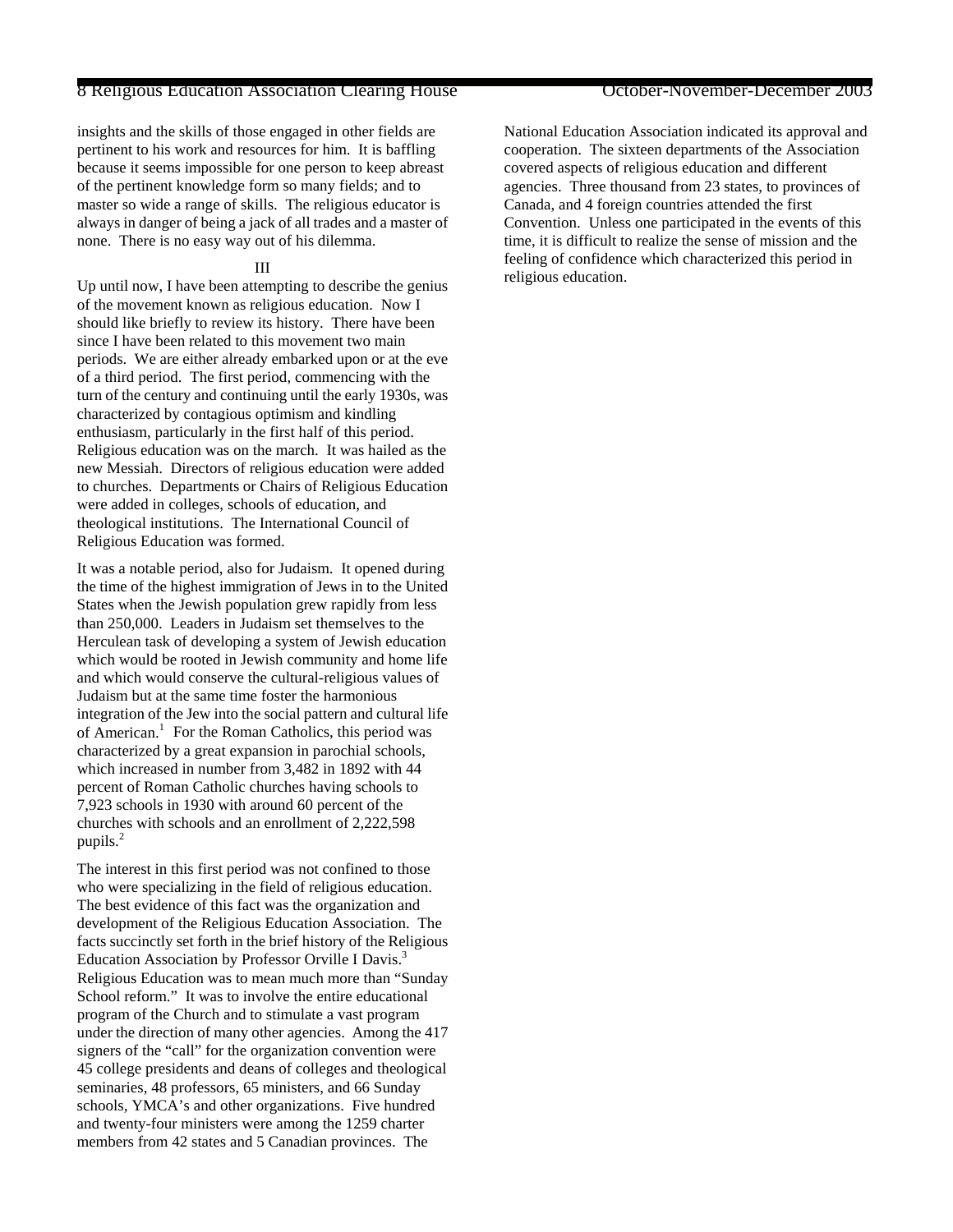insights and the skills of those engaged in other fields are pertinent to his work and resources for him. It is baffling because it seems impossible for one person to keep abreast of the pertinent knowledge form so many fields; and to master so wide a range of skills. The religious educator is always in danger of being a jack of all trades and a master of none. There is no easy way out of his dilemma.

III

Up until now, I have been attempting to describe the genius of the movement known as religious education. Now I should like briefly to review its history. There have been since I have been related to this movement two main periods. We are either already embarked upon or at the eve of a third period. The first period, commencing with the turn of the century and continuing until the early 1930s, was characterized by contagious optimism and kindling enthusiasm, particularly in the first half of this period. Religious education was on the march. It was hailed as the new Messiah. Directors of religious education were added to churches. Departments or Chairs of Religious Education were added in colleges, schools of education, and theological institutions. The International Council of Religious Education was formed.

It was a notable period, also for Judaism. It opened during the time of the highest immigration of Jews in to the United States when the Jewish population grew rapidly from less than 250,000. Leaders in Judaism set themselves to the Herculean task of developing a system of Jewish education which would be rooted in Jewish community and home life and which would conserve the cultural-religious values of Judaism but at the same time foster the harmonious integration of the Jew into the social pattern and cultural life of American.[1] For the Roman Catholics, this period was characterized by a great expansion in parochial schools, which increased in number from 3,482 in 1892 with 44 percent of Roman Catholic churches having schools to 7,923 schools in 1930 with around 60 percent of the churches with schools and an enrollment of 2,222,598 pupils.[2]

The interest in this first period was not confined to those who were specializing in the field of religious education. The best evidence of this fact was the organization and development of the Religious Education Association. The facts succinctly set forth in the brief history of the Religious Education Association by Professor Orville I Davis.[3] Religious Education was to mean much more than "Sunday School reform." It was to involve the entire educational program of the Church and to stimulate a vast program under the direction of many other agencies. Among the 417 signers of the "call" for the organization convention were 45 college presidents and deans of colleges and theological seminaries, 48 professors, 65 ministers, and 66 Sunday schools, YMCA's and other organizations. Five hundred and twenty-four ministers were among the 1259 charter members from 42 states and 5 Canadian provinces. The National Education Association indicated its approval and cooperation. The sixteen departments of the Association covered aspects of religious education and different agencies. Three thousand from 23 states, to provinces of Canada, and 4 foreign countries attended the first Convention. Unless one participated in the events of this time, it is difficult to realize the sense of mission and the feeling of confidence which characterized this period in religious education.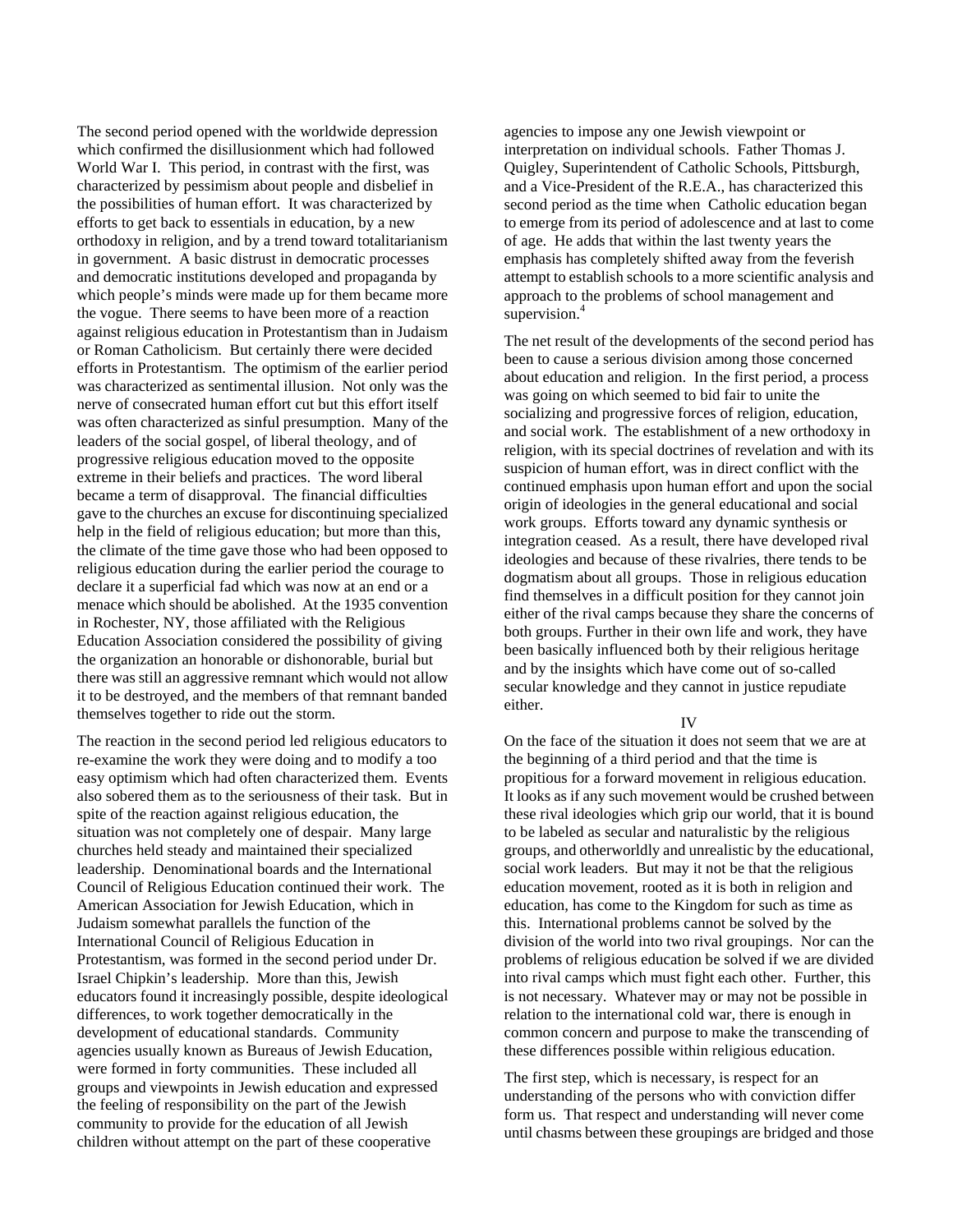The second period opened with the worldwide depression which confirmed the disillusionment which had followed World War I. This period, in contrast with the first, was characterized by pessimism about people and disbelief in the possibilities of human effort. It was characterized by efforts to get back to essentials in education, by a new orthodoxy in religion, and by a trend toward totalitarianism in government. A basic distrust in democratic processes and democratic institutions developed and propaganda by which people's minds were made up for them became more the vogue. There seems to have been more of a reaction against religious education in Protestantism than in Judaism or Roman Catholicism. But certainly there were decided efforts in Protestantism. The optimism of the earlier period was characterized as sentimental illusion. Not only was the nerve of consecrated human effort cut but this effort itself was often characterized as sinful presumption. Many of the leaders of the social gospel, of liberal theology, and of progressive religious education moved to the opposite extreme in their beliefs and practices. The word liberal became a term of disapproval. The financial difficulties gave to the churches an excuse for discontinuing specialized help in the field of religious education; but more than this, the climate of the time gave those who had been opposed to religious education during the earlier period the courage to declare it a superficial fad which was now at an end or a menace which should be abolished. At the 1935 convention in Rochester, NY, those affiliated with the Religious Education Association considered the possibility of giving the organization an honorable or dishonorable, burial but there was still an aggressive remnant which would not allow it to be destroyed, and the members of that remnant banded themselves together to ride out the storm.

The reaction in the second period led religious educators to re-examine the work they were doing and to modify a too easy optimism which had often characterized them. Events also sobered them as to the seriousness of their task. But in spite of the reaction against religious education, the situation was not completely one of despair. Many large churches held steady and maintained their specialized leadership. Denominational boards and the International Council of Religious Education continued their work. The American Association for Jewish Education, which in Judaism somewhat parallels the function of the International Council of Religious Education in Protestantism, was formed in the second period under Dr. Israel Chipkin's leadership. More than this, Jewish educators found it increasingly possible, despite ideological differences, to work together democratically in the development of educational standards. Community agencies usually known as Bureaus of Jewish Education, were formed in forty communities. These included all groups and viewpoints in Jewish education and expressed the feeling of responsibility on the part of the Jewish community to provide for the education of all Jewish children without attempt on the part of these cooperative agencies to impose any one Jewish viewpoint or interpretation on individual schools. Father Thomas J. Quigley, Superintendent of Catholic Schools, Pittsburgh, and a Vice-President of the R.E.A., has characterized this second period as the time when Catholic education began to emerge from its period of adolescence and at last to come of age. He adds that within the last twenty years the emphasis has completely shifted away from the feverish attempt to establish schools to a more scientific analysis and approach to the problems of school management and supervision.[4]

The net result of the developments of the second period has been to cause a serious division among those concerned about education and religion. In the first period, a process was going on which seemed to bid fair to unite the socializing and progressive forces of religion, education, and social work. The establishment of a new orthodoxy in religion, with its special doctrines of revelation and with its suspicion of human effort, was in direct conflict with the continued emphasis upon human effort and upon the social origin of ideologies in the general educational and social work groups. Efforts toward any dynamic synthesis or integration ceased. As a result, there have developed rival ideologies and because of these rivalries, there tends to be dogmatism about all groups. Those in religious education find themselves in a difficult position for they cannot join either of the rival camps because they share the concerns of both groups. Further in their own life and work, they have been basically influenced both by their religious heritage and by the insights which have come out of so-called secular knowledge and they cannot in justice repudiate either.

## IV

On the face of the situation it does not seem that we are at the beginning of a third period and that the time is propitious for a forward movement in religious education. It looks as if any such movement would be crushed between these rival ideologies which grip our world, that it is bound to be labeled as secular and naturalistic by the religious groups, and otherworldly and unrealistic by the educational, social work leaders. But may it not be that the religious education movement, rooted as it is both in religion and education, has come to the Kingdom for such as time as this. International problems cannot be solved by the division of the world into two rival groupings. Nor can the problems of religious education be solved if we are divided into rival camps which must fight each other. Further, this is not necessary. Whatever may or may not be possible in relation to the international cold war, there is enough in common concern and purpose to make the transcending of these differences possible within religious education.

The first step, which is necessary, is respect for an understanding of the persons who with conviction differ form us. That respect and understanding will never come until chasms between these groupings are bridged and those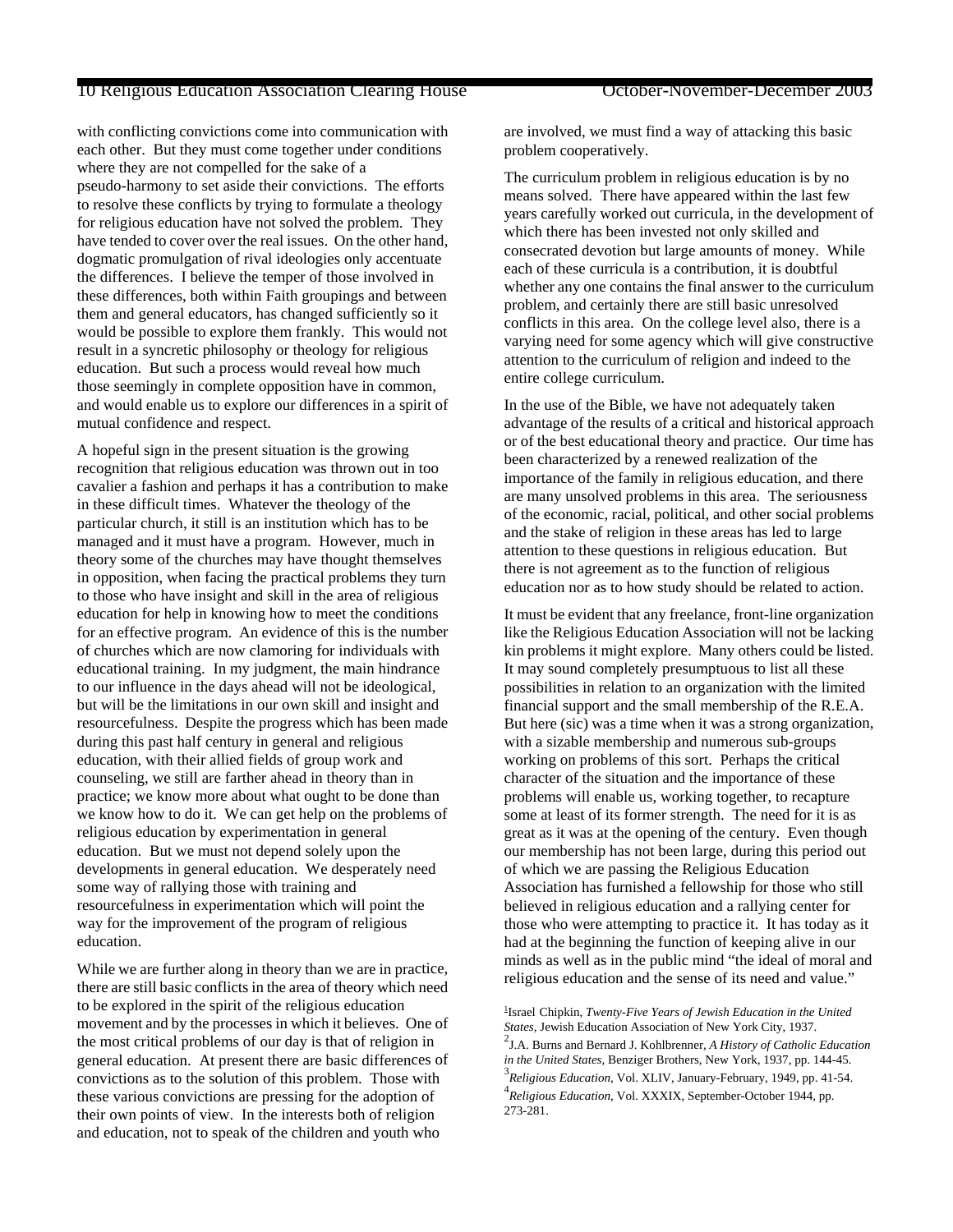with conflicting convictions come into communication with each other. But they must come together under conditions where they are not compelled for the sake of a pseudo-harmony to set aside their convictions. The efforts to resolve these conflicts by trying to formulate a theology for religious education have not solved the problem. They have tended to cover over the real issues. On the other hand, dogmatic promulgation of rival ideologies only accentuate the differences. I believe the temper of those involved in these differences, both within Faith groupings and between them and general educators, has changed sufficiently so it would be possible to explore them frankly. This would not result in a syncretic philosophy or theology for religious education. But such a process would reveal how much those seemingly in complete opposition have in common, and would enable us to explore our differences in a spirit of mutual confidence and respect.

A hopeful sign in the present situation is the growing recognition that religious education was thrown out in too cavalier a fashion and perhaps it has a contribution to make in these difficult times. Whatever the theology of the particular church, it still is an institution which has to be managed and it must have a program. However, much in theory some of the churches may have thought themselves in opposition, when facing the practical problems they turn to those who have insight and skill in the area of religious education for help in knowing how to meet the conditions for an effective program. An evidence of this is the number of churches which are now clamoring for individuals with educational training. In my judgment, the main hindrance to our influence in the days ahead will not be ideological, but will be the limitations in our own skill and insight and resourcefulness. Despite the progress which has been made during this past half century in general and religious education, with their allied fields of group work and counseling, we still are farther ahead in theory than in practice; we know more about what ought to be done than we know how to do it. We can get help on the problems of religious education by experimentation in general education. But we must not depend solely upon the developments in general education. We desperately need some way of rallying those with training and resourcefulness in experimentation which will point the way for the improvement of the program of religious education.

While we are further along in theory than we are in practice, there are still basic conflicts in the area of theory which need to be explored in the spirit of the religious education movement and by the processes in which it believes. One of the most critical problems of our day is that of religion in general education. At present there are basic differences of convictions as to the solution of this problem. Those with these various convictions are pressing for the adoption of their own points of view. In the interests both of religion and education, not to speak of the children and youth who are involved, we must find a way of attacking this basic problem cooperatively.

The curriculum problem in religious education is by no means solved. There have appeared within the last few years carefully worked out curricula, in the development of which there has been invested not only skilled and consecrated devotion but large amounts of money. While each of these curricula is a contribution, it is doubtful whether any one contains the final answer to the curriculum problem, and certainly there are still basic unresolved conflicts in this area. On the college level also, there is a varying need for some agency which will give constructive attention to the curriculum of religion and indeed to the entire college curriculum.

In the use of the Bible, we have not adequately taken advantage of the results of a critical and historical approach or of the best educational theory and practice. Our time has been characterized by a renewed realization of the importance of the family in religious education, and there are many unsolved problems in this area. The seriousness of the economic, racial, political, and other social problems and the stake of religion in these areas has led to large attention to these questions in religious education. But there is not agreement as to the function of religious education nor as to how study should be related to action.

It must be evident that any freelance, front-line organization like the Religious Education Association will not be lacking kin problems it might explore. Many others could be listed. It may sound completely presumptuous to list all these possibilities in relation to an organization with the limited financial support and the small membership of the R.E.A. But here (sic) was a time when it was a strong organization, with a sizable membership and numerous sub-groups working on problems of this sort. Perhaps the critical character of the situation and the importance of these problems will enable us, working together, to recapture some at least of its former strength. The need for it is as great as it was at the opening of the century. Even though our membership has not been large, during this period out of which we are passing the Religious Education Association has furnished a fellowship for those who still believed in religious education and a rallying center for those who were attempting to practice it. It has today as it had at the beginning the function of keeping alive in our minds as well as in the public mind "the ideal of moral and religious education and the sense of its need and value."

[1]Israel Chipkin, *Twenty-Five Years of Jewish Education in the United States*, Jewish Education Association of New York City, 1937.

[2]J.A. Burns and Bernard J. Kohlbrenner, *A History of Catholic Education in the United States*, Benziger Brothers, New York, 1937, pp. 144-45.

[3]*Religious Education*, Vol. XLIV, January-February, 1949, pp. 41-54.

[4]*Religious Education*, Vol. XXXIX, September-October 1944, pp. 273-281.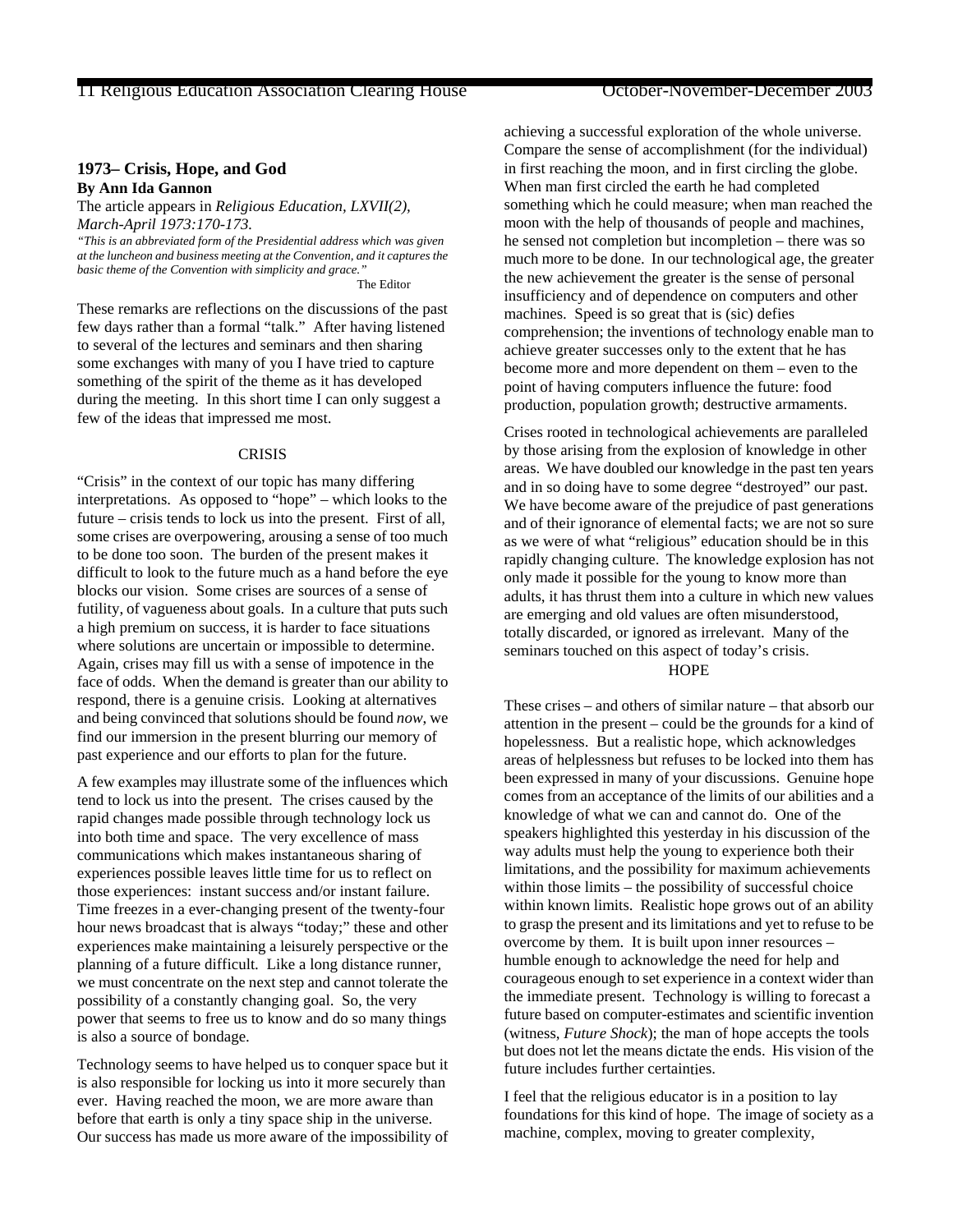**1973– Crisis, Hope, and God**

**By Ann Ida Gannon**

The article appears in *Religious Education, LXVII(2), March-April 1973:170-173.*

*"This is an abbreviated form of the Presidential address which was given at the luncheon and business meeting at the Convention, and it captures the basic theme of the Convention with simplicity and grace."*

The Editor

These remarks are reflections on the discussions of the past few days rather than a formal "talk." After having listened to several of the lectures and seminars and then sharing some exchanges with many of you I have tried to capture something of the spirit of the theme as it has developed during the meeting. In this short time I can only suggest a few of the ideas that impressed me most.

CRISIS

"Crisis" in the context of our topic has many differing interpretations. As opposed to "hope" – which looks to the future – crisis tends to lock us into the present. First of all, some crises are overpowering, arousing a sense of too much to be done too soon. The burden of the present makes it difficult to look to the future much as a hand before the eye blocks our vision. Some crises are sources of a sense of futility, of vagueness about goals. In a culture that puts such a high premium on success, it is harder to face situations where solutions are uncertain or impossible to determine. Again, crises may fill us with a sense of impotence in the face of odds. When the demand is greater than our ability to respond, there is a genuine crisis. Looking at alternatives and being convinced that solutions should be found *now*, we find our immersion in the present blurring our memory of past experience and our efforts to plan for the future.

A few examples may illustrate some of the influences which tend to lock us into the present. The crises caused by the rapid changes made possible through technology lock us into both time and space. The very excellence of mass communications which makes instantaneous sharing of experiences possible leaves little time for us to reflect on those experiences: instant success and/or instant failure. Time freezes in a ever-changing present of the twenty-four hour news broadcast that is always "today;" these and other experiences make maintaining a leisurely perspective or the planning of a future difficult. Like a long distance runner, we must concentrate on the next step and cannot tolerate the possibility of a constantly changing goal. So, the very power that seems to free us to know and do so many things is also a source of bondage.

Technology seems to have helped us to conquer space but it is also responsible for locking us into it more securely than ever. Having reached the moon, we are more aware than before that earth is only a tiny space ship in the universe. Our success has made us more aware of the impossibility of achieving a successful exploration of the whole universe. Compare the sense of accomplishment (for the individual) in first reaching the moon, and in first circling the globe. When man first circled the earth he had completed something which he could measure; when man reached the moon with the help of thousands of people and machines, he sensed not completion but incompletion – there was so much more to be done. In our technological age, the greater the new achievement the greater is the sense of personal insufficiency and of dependence on computers and other machines. Speed is so great that is (sic) defies comprehension; the inventions of technology enable man to achieve greater successes only to the extent that he has become more and more dependent on them – even to the point of having computers influence the future: food production, population growth; destructive armaments.

Crises rooted in technological achievements are paralleled by those arising from the explosion of knowledge in other areas. We have doubled our knowledge in the past ten years and in so doing have to some degree "destroyed" our past. We have become aware of the prejudice of past generations and of their ignorance of elemental facts; we are not so sure as we were of what "religious" education should be in this rapidly changing culture. The knowledge explosion has not only made it possible for the young to know more than adults, it has thrust them into a culture in which new values are emerging and old values are often misunderstood, totally discarded, or ignored as irrelevant. Many of the seminars touched on this aspect of today's crisis.

HOPE

These crises – and others of similar nature – that absorb our attention in the present – could be the grounds for a kind of hopelessness. But a realistic hope, which acknowledges areas of helplessness but refuses to be locked into them has been expressed in many of your discussions. Genuine hope comes from an acceptance of the limits of our abilities and a knowledge of what we can and cannot do. One of the speakers highlighted this yesterday in his discussion of the way adults must help the young to experience both their limitations, and the possibility for maximum achievements within those limits – the possibility of successful choice within known limits. Realistic hope grows out of an ability to grasp the present and its limitations and yet to refuse to be overcome by them. It is built upon inner resources – humble enough to acknowledge the need for help and courageous enough to set experience in a context wider than the immediate present. Technology is willing to forecast a future based on computer-estimates and scientific invention (witness, *Future Shock*); the man of hope accepts the tools but does not let the means dictate the ends. His vision of the future includes further certainties.

I feel that the religious educator is in a position to lay foundations for this kind of hope. The image of society as a machine, complex, moving to greater complexity,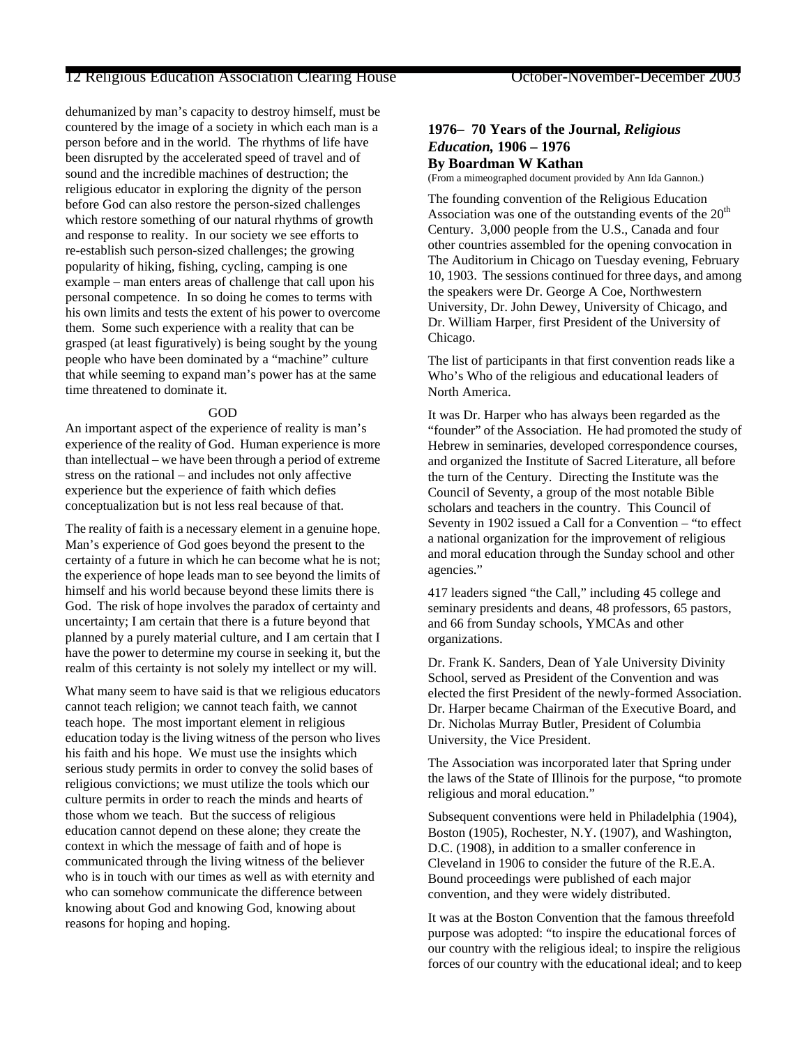dehumanized by man's capacity to destroy himself, must be countered by the image of a society in which each man is a person before and in the world. The rhythms of life have been disrupted by the accelerated speed of travel and of sound and the incredible machines of destruction; the religious educator in exploring the dignity of the person before God can also restore the person-sized challenges which restore something of our natural rhythms of growth and response to reality. In our society we see efforts to re-establish such person-sized challenges; the growing popularity of hiking, fishing, cycling, camping is one example – man enters areas of challenge that call upon his personal competence. In so doing he comes to terms with his own limits and tests the extent of his power to overcome them. Some such experience with a reality that can be grasped (at least figuratively) is being sought by the young people who have been dominated by a "machine" culture that while seeming to expand man's power has at the same time threatened to dominate it.

GOD

An important aspect of the experience of reality is man's experience of the reality of God. Human experience is more than intellectual – we have been through a period of extreme stress on the rational – and includes not only affective experience but the experience of faith which defies conceptualization but is not less real because of that.

The reality of faith is a necessary element in a genuine hope. Man's experience of God goes beyond the present to the certainty of a future in which he can become what he is not; the experience of hope leads man to see beyond the limits of himself and his world because beyond these limits there is God. The risk of hope involves the paradox of certainty and uncertainty; I am certain that there is a future beyond that planned by a purely material culture, and I am certain that I have the power to determine my course in seeking it, but the realm of this certainty is not solely my intellect or my will.

What many seem to have said is that we religious educators cannot teach religion; we cannot teach faith, we cannot teach hope. The most important element in religious education today is the living witness of the person who lives his faith and his hope. We must use the insights which serious study permits in order to convey the solid bases of religious convictions; we must utilize the tools which our culture permits in order to reach the minds and hearts of those whom we teach. But the success of religious education cannot depend on these alone; they create the context in which the message of faith and of hope is communicated through the living witness of the believer who is in touch with our times as well as with eternity and who can somehow communicate the difference between knowing about God and knowing God, knowing about reasons for hoping and hoping.

### 1976– 70 Years of the Journal, *Religious Education,* 1906 – 1976
### By Boardman W Kathan

(From a mimeographed document provided by Ann Ida Gannon.)

The founding convention of the Religious Education Association was one of the outstanding events of the 20th Century. 3,000 people from the U.S., Canada and four other countries assembled for the opening convocation in The Auditorium in Chicago on Tuesday evening, February 10, 1903. The sessions continued for three days, and among the speakers were Dr. George A Coe, Northwestern University, Dr. John Dewey, University of Chicago, and Dr. William Harper, first President of the University of Chicago.

The list of participants in that first convention reads like a Who's Who of the religious and educational leaders of North America.

It was Dr. Harper who has always been regarded as the "founder" of the Association. He had promoted the study of Hebrew in seminaries, developed correspondence courses, and organized the Institute of Sacred Literature, all before the turn of the Century. Directing the Institute was the Council of Seventy, a group of the most notable Bible scholars and teachers in the country. This Council of Seventy in 1902 issued a Call for a Convention – "to effect a national organization for the improvement of religious and moral education through the Sunday school and other agencies."

417 leaders signed "the Call," including 45 college and seminary presidents and deans, 48 professors, 65 pastors, and 66 from Sunday schools, YMCAs and other organizations.

Dr. Frank K. Sanders, Dean of Yale University Divinity School, served as President of the Convention and was elected the first President of the newly-formed Association. Dr. Harper became Chairman of the Executive Board, and Dr. Nicholas Murray Butler, President of Columbia University, the Vice President.

The Association was incorporated later that Spring under the laws of the State of Illinois for the purpose, "to promote religious and moral education."

Subsequent conventions were held in Philadelphia (1904), Boston (1905), Rochester, N.Y. (1907), and Washington, D.C. (1908), in addition to a smaller conference in Cleveland in 1906 to consider the future of the R.E.A. Bound proceedings were published of each major convention, and they were widely distributed.

It was at the Boston Convention that the famous threefold purpose was adopted: "to inspire the educational forces of our country with the religious ideal; to inspire the religious forces of our country with the educational ideal; and to keep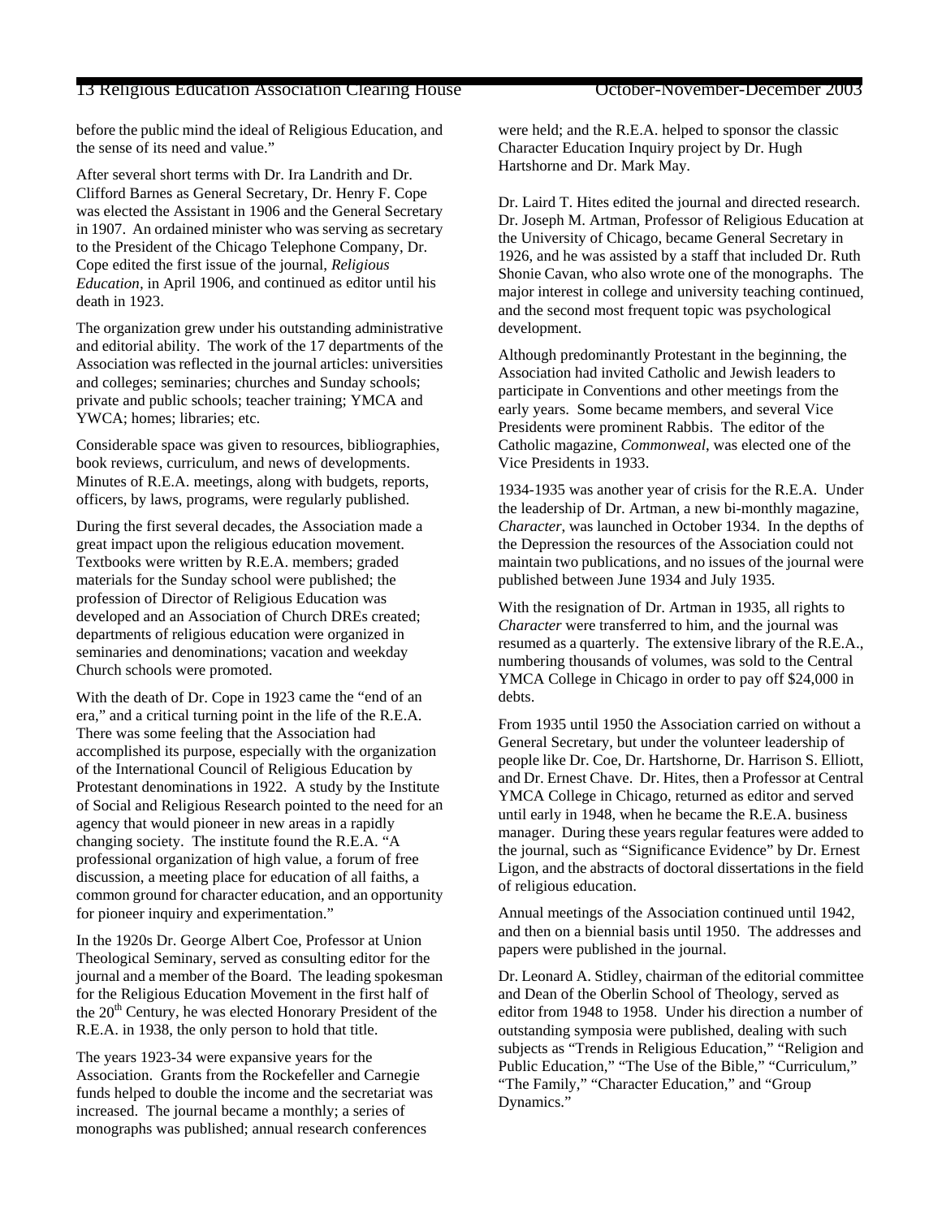before the public mind the ideal of Religious Education, and the sense of its need and value."

After several short terms with Dr. Ira Landrith and Dr. Clifford Barnes as General Secretary, Dr. Henry F. Cope was elected the Assistant in 1906 and the General Secretary in 1907. An ordained minister who was serving as secretary to the President of the Chicago Telephone Company, Dr. Cope edited the first issue of the journal, *Religious Education,* in April 1906, and continued as editor until his death in 1923.

The organization grew under his outstanding administrative and editorial ability. The work of the 17 departments of the Association was reflected in the journal articles: universities and colleges; seminaries; churches and Sunday schools; private and public schools; teacher training; YMCA and YWCA; homes; libraries; etc.

Considerable space was given to resources, bibliographies, book reviews, curriculum, and news of developments. Minutes of R.E.A. meetings, along with budgets, reports, officers, by laws, programs, were regularly published.

During the first several decades, the Association made a great impact upon the religious education movement. Textbooks were written by R.E.A. members; graded materials for the Sunday school were published; the profession of Director of Religious Education was developed and an Association of Church DREs created; departments of religious education were organized in seminaries and denominations; vacation and weekday Church schools were promoted.

With the death of Dr. Cope in 1923 came the "end of an era," and a critical turning point in the life of the R.E.A. There was some feeling that the Association had accomplished its purpose, especially with the organization of the International Council of Religious Education by Protestant denominations in 1922. A study by the Institute of Social and Religious Research pointed to the need for an agency that would pioneer in new areas in a rapidly changing society. The institute found the R.E.A. "A professional organization of high value, a forum of free discussion, a meeting place for education of all faiths, a common ground for character education, and an opportunity for pioneer inquiry and experimentation."

In the 1920s Dr. George Albert Coe, Professor at Union Theological Seminary, served as consulting editor for the journal and a member of the Board. The leading spokesman for the Religious Education Movement in the first half of the 20th Century, he was elected Honorary President of the R.E.A. in 1938, the only person to hold that title.

The years 1923-34 were expansive years for the Association. Grants from the Rockefeller and Carnegie funds helped to double the income and the secretariat was increased. The journal became a monthly; a series of monographs was published; annual research conferences were held; and the R.E.A. helped to sponsor the classic Character Education Inquiry project by Dr. Hugh Hartshorne and Dr. Mark May.

Dr. Laird T. Hites edited the journal and directed research. Dr. Joseph M. Artman, Professor of Religious Education at the University of Chicago, became General Secretary in 1926, and he was assisted by a staff that included Dr. Ruth Shonie Cavan, who also wrote one of the monographs. The major interest in college and university teaching continued, and the second most frequent topic was psychological development.

Although predominantly Protestant in the beginning, the Association had invited Catholic and Jewish leaders to participate in Conventions and other meetings from the early years. Some became members, and several Vice Presidents were prominent Rabbis. The editor of the Catholic magazine, *Commonweal*, was elected one of the Vice Presidents in 1933.

1934-1935 was another year of crisis for the R.E.A. Under the leadership of Dr. Artman, a new bi-monthly magazine, *Character*, was launched in October 1934. In the depths of the Depression the resources of the Association could not maintain two publications, and no issues of the journal were published between June 1934 and July 1935.

With the resignation of Dr. Artman in 1935, all rights to *Character* were transferred to him, and the journal was resumed as a quarterly. The extensive library of the R.E.A., numbering thousands of volumes, was sold to the Central YMCA College in Chicago in order to pay off $24,000 in debts.

From 1935 until 1950 the Association carried on without a General Secretary, but under the volunteer leadership of people like Dr. Coe, Dr. Hartshorne, Dr. Harrison S. Elliott, and Dr. Ernest Chave. Dr. Hites, then a Professor at Central YMCA College in Chicago, returned as editor and served until early in 1948, when he became the R.E.A. business manager. During these years regular features were added to the journal, such as "Significance Evidence" by Dr. Ernest Ligon, and the abstracts of doctoral dissertations in the field of religious education.

Annual meetings of the Association continued until 1942, and then on a biennial basis until 1950. The addresses and papers were published in the journal.

Dr. Leonard A. Stidley, chairman of the editorial committee and Dean of the Oberlin School of Theology, served as editor from 1948 to 1958. Under his direction a number of outstanding symposia were published, dealing with such subjects as "Trends in Religious Education," "Religion and Public Education," "The Use of the Bible," "Curriculum," "The Family," "Character Education," and "Group Dynamics."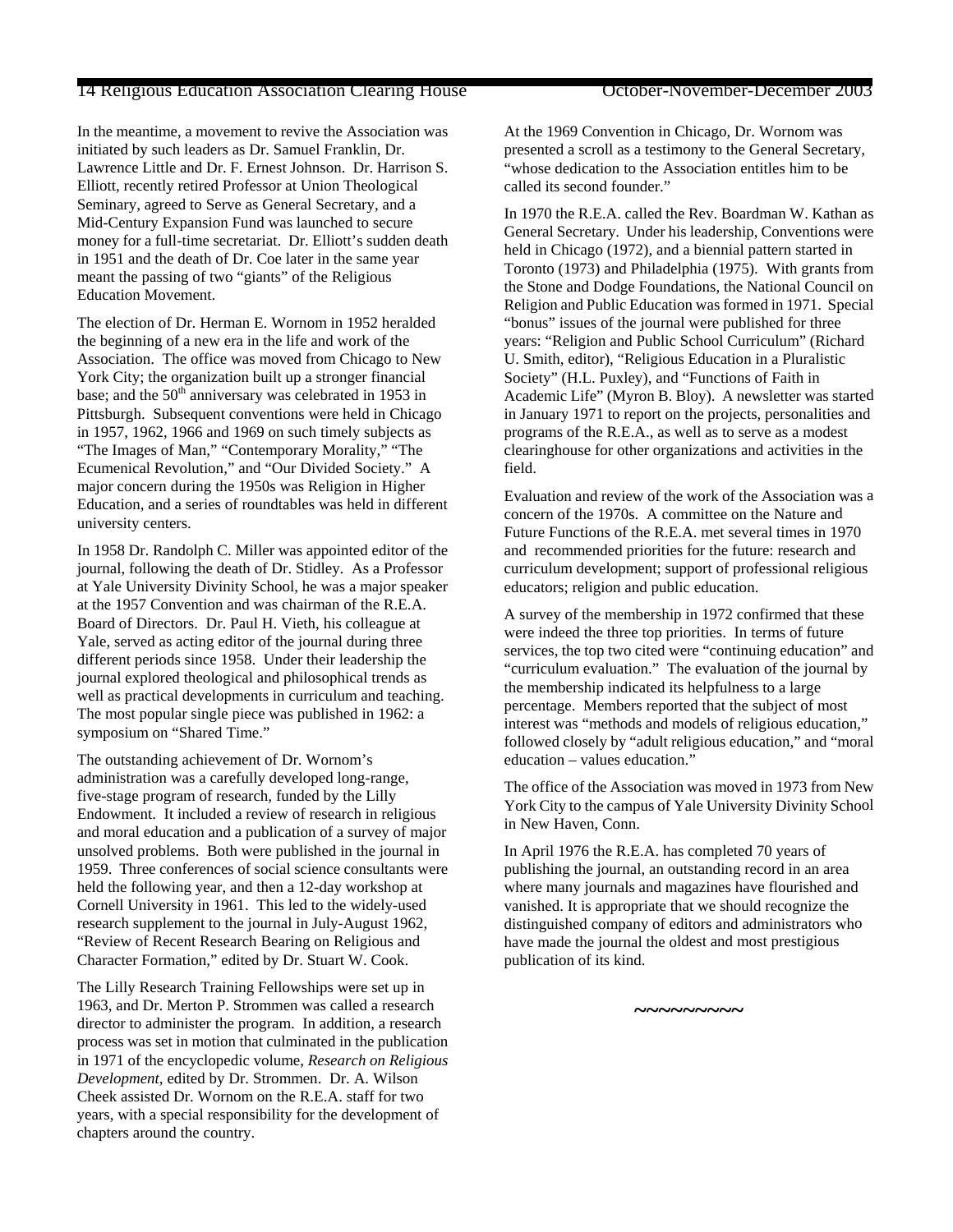In the meantime, a movement to revive the Association was initiated by such leaders as Dr. Samuel Franklin, Dr. Lawrence Little and Dr. F. Ernest Johnson. Dr. Harrison S. Elliott, recently retired Professor at Union Theological Seminary, agreed to Serve as General Secretary, and a Mid-Century Expansion Fund was launched to secure money for a full-time secretariat. Dr. Elliott's sudden death in 1951 and the death of Dr. Coe later in the same year meant the passing of two "giants" of the Religious Education Movement.

The election of Dr. Herman E. Wornom in 1952 heralded the beginning of a new era in the life and work of the Association. The office was moved from Chicago to New York City; the organization built up a stronger financial base; and the 50th anniversary was celebrated in 1953 in Pittsburgh. Subsequent conventions were held in Chicago in 1957, 1962, 1966 and 1969 on such timely subjects as "The Images of Man," "Contemporary Morality," "The Ecumenical Revolution," and "Our Divided Society." A major concern during the 1950s was Religion in Higher Education, and a series of roundtables was held in different university centers.

In 1958 Dr. Randolph C. Miller was appointed editor of the journal, following the death of Dr. Stidley. As a Professor at Yale University Divinity School, he was a major speaker at the 1957 Convention and was chairman of the R.E.A. Board of Directors. Dr. Paul H. Vieth, his colleague at Yale, served as acting editor of the journal during three different periods since 1958. Under their leadership the journal explored theological and philosophical trends as well as practical developments in curriculum and teaching. The most popular single piece was published in 1962: a symposium on "Shared Time."

The outstanding achievement of Dr. Wornom's administration was a carefully developed long-range, five-stage program of research, funded by the Lilly Endowment. It included a review of research in religious and moral education and a publication of a survey of major unsolved problems. Both were published in the journal in 1959. Three conferences of social science consultants were held the following year, and then a 12-day workshop at Cornell University in 1961. This led to the widely-used research supplement to the journal in July-August 1962, "Review of Recent Research Bearing on Religious and Character Formation," edited by Dr. Stuart W. Cook.

The Lilly Research Training Fellowships were set up in 1963, and Dr. Merton P. Strommen was called a research director to administer the program. In addition, a research process was set in motion that culminated in the publication in 1971 of the encyclopedic volume, *Research on Religious Development*, edited by Dr. Strommen. Dr. A. Wilson Cheek assisted Dr. Wornom on the R.E.A. staff for two years, with a special responsibility for the development of chapters around the country.

At the 1969 Convention in Chicago, Dr. Wornom was presented a scroll as a testimony to the General Secretary, "whose dedication to the Association entitles him to be called its second founder."

In 1970 the R.E.A. called the Rev. Boardman W. Kathan as General Secretary. Under his leadership, Conventions were held in Chicago (1972), and a biennial pattern started in Toronto (1973) and Philadelphia (1975). With grants from the Stone and Dodge Foundations, the National Council on Religion and Public Education was formed in 1971. Special "bonus" issues of the journal were published for three years: "Religion and Public School Curriculum" (Richard U. Smith, editor), "Religious Education in a Pluralistic Society" (H.L. Puxley), and "Functions of Faith in Academic Life" (Myron B. Bloy). A newsletter was started in January 1971 to report on the projects, personalities and programs of the R.E.A., as well as to serve as a modest clearinghouse for other organizations and activities in the field.

Evaluation and review of the work of the Association was a concern of the 1970s. A committee on the Nature and Future Functions of the R.E.A. met several times in 1970 and recommended priorities for the future: research and curriculum development; support of professional religious educators; religion and public education.

A survey of the membership in 1972 confirmed that these were indeed the three top priorities. In terms of future services, the top two cited were "continuing education" and "curriculum evaluation." The evaluation of the journal by the membership indicated its helpfulness to a large percentage. Members reported that the subject of most interest was "methods and models of religious education," followed closely by "adult religious education," and "moral education – values education."

The office of the Association was moved in 1973 from New York City to the campus of Yale University Divinity School in New Haven, Conn.

In April 1976 the R.E.A. has completed 70 years of publishing the journal, an outstanding record in an area where many journals and magazines have flourished and vanished. It is appropriate that we should recognize the distinguished company of editors and administrators who have made the journal the oldest and most prestigious publication of its kind.

~~~~~~~~~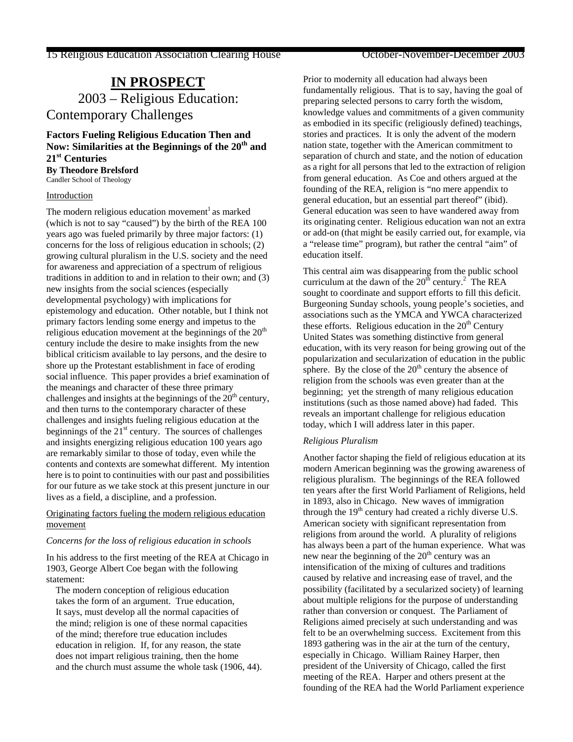# IN PROSPECT

## 2003 – Religious Education: Contemporary Challenges

### Factors Fueling Religious Education Then and Now: Similarities at the Beginnings of the 20th and 21st Centuries

**By Theodore Brelsford**
Candler School of Theology

Introduction

The modern religious education movement[1] as marked (which is not to say "caused") by the birth of the REA 100 years ago was fueled primarily by three major factors: (1) concerns for the loss of religious education in schools; (2) growing cultural pluralism in the U.S. society and the need for awareness and appreciation of a spectrum of religious traditions in addition to and in relation to their own; and (3) new insights from the social sciences (especially developmental psychology) with implications for epistemology and education. Other notable, but I think not primary factors lending some energy and impetus to the religious education movement at the beginnings of the 20th century include the desire to make insights from the new biblical criticism available to lay persons, and the desire to shore up the Protestant establishment in face of eroding social influence. This paper provides a brief examination of the meanings and character of these three primary challenges and insights at the beginnings of the 20th century, and then turns to the contemporary character of these challenges and insights fueling religious education at the beginnings of the 21st century. The sources of challenges and insights energizing religious education 100 years ago are remarkably similar to those of today, even while the contents and contexts are somewhat different. My intention here is to point to continuities with our past and possibilities for our future as we take stock at this present juncture in our lives as a field, a discipline, and a profession.

Originating factors fueling the modern religious education movement

*Concerns for the loss of religious education in schools*

In his address to the first meeting of the REA at Chicago in 1903, George Albert Coe began with the following statement:

> The modern conception of religious education takes the form of an argument. True education, It says, must develop all the normal capacities of the mind; religion is one of these normal capacities of the mind; therefore true education includes education in religion. If, for any reason, the state does not impart religious training, then the home and the church must assume the whole task (1906, 44).

Prior to modernity all education had always been fundamentally religious. That is to say, having the goal of preparing selected persons to carry forth the wisdom, knowledge values and commitments of a given community as embodied in its specific (religiously defined) teachings, stories and practices. It is only the advent of the modern nation state, together with the American commitment to separation of church and state, and the notion of education as a right for all persons that led to the extraction of religion from general education. As Coe and others argued at the founding of the REA, religion is "no mere appendix to general education, but an essential part thereof" (ibid). General education was seen to have wandered away from its originating center. Religious education wan not an extra or add-on (that might be easily carried out, for example, via a "release time" program), but rather the central "aim" of education itself.

This central aim was disappearing from the public school curriculum at the dawn of the 20th century.[2] The REA sought to coordinate and support efforts to fill this deficit. Burgeoning Sunday schools, young people's societies, and associations such as the YMCA and YWCA characterized these efforts. Religious education in the 20th Century United States was something distinctive from general education, with its very reason for being growing out of the popularization and secularization of education in the public sphere. By the close of the 20th century the absence of religion from the schools was even greater than at the beginning; yet the strength of many religious education institutions (such as those named above) had faded. This reveals an important challenge for religious education today, which I will address later in this paper.

*Religious Pluralism*

Another factor shaping the field of religious education at its modern American beginning was the growing awareness of religious pluralism. The beginnings of the REA followed ten years after the first World Parliament of Religions, held in 1893, also in Chicago. New waves of immigration through the 19th century had created a richly diverse U.S. American society with significant representation from religions from around the world. A plurality of religions has always been a part of the human experience. What was new near the beginning of the 20th century was an intensification of the mixing of cultures and traditions caused by relative and increasing ease of travel, and the possibility (facilitated by a secularized society) of learning about multiple religions for the purpose of understanding rather than conversion or conquest. The Parliament of Religions aimed precisely at such understanding and was felt to be an overwhelming success. Excitement from this 1893 gathering was in the air at the turn of the century, especially in Chicago. William Rainey Harper, then president of the University of Chicago, called the first meeting of the REA. Harper and others present at the founding of the REA had the World Parliament experience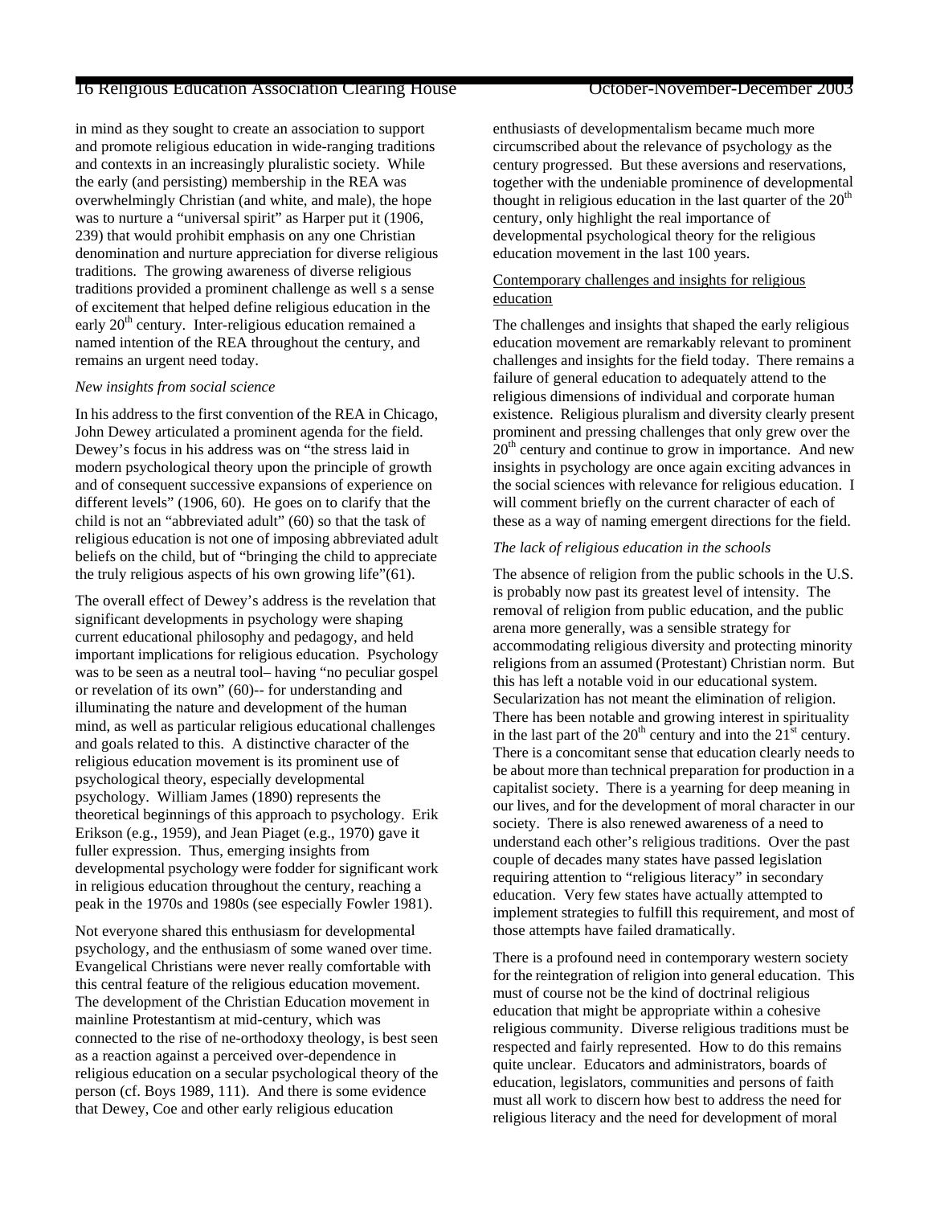in mind as they sought to create an association to support and promote religious education in wide-ranging traditions and contexts in an increasingly pluralistic society. While the early (and persisting) membership in the REA was overwhelmingly Christian (and white, and male), the hope was to nurture a "universal spirit" as Harper put it (1906, 239) that would prohibit emphasis on any one Christian denomination and nurture appreciation for diverse religious traditions. The growing awareness of diverse religious traditions provided a prominent challenge as well s a sense of excitement that helped define religious education in the early 20th century. Inter-religious education remained a named intention of the REA throughout the century, and remains an urgent need today.

*New insights from social science*

In his address to the first convention of the REA in Chicago, John Dewey articulated a prominent agenda for the field. Dewey's focus in his address was on "the stress laid in modern psychological theory upon the principle of growth and of consequent successive expansions of experience on different levels" (1906, 60). He goes on to clarify that the child is not an "abbreviated adult" (60) so that the task of religious education is not one of imposing abbreviated adult beliefs on the child, but of "bringing the child to appreciate the truly religious aspects of his own growing life"(61).

The overall effect of Dewey's address is the revelation that significant developments in psychology were shaping current educational philosophy and pedagogy, and held important implications for religious education. Psychology was to be seen as a neutral tool– having "no peculiar gospel or revelation of its own" (60)-- for understanding and illuminating the nature and development of the human mind, as well as particular religious educational challenges and goals related to this. A distinctive character of the religious education movement is its prominent use of psychological theory, especially developmental psychology. William James (1890) represents the theoretical beginnings of this approach to psychology. Erik Erikson (e.g., 1959), and Jean Piaget (e.g., 1970) gave it fuller expression. Thus, emerging insights from developmental psychology were fodder for significant work in religious education throughout the century, reaching a peak in the 1970s and 1980s (see especially Fowler 1981).

Not everyone shared this enthusiasm for developmental psychology, and the enthusiasm of some waned over time. Evangelical Christians were never really comfortable with this central feature of the religious education movement. The development of the Christian Education movement in mainline Protestantism at mid-century, which was connected to the rise of ne-orthodoxy theology, is best seen as a reaction against a perceived over-dependence in religious education on a secular psychological theory of the person (cf. Boys 1989, 111). And there is some evidence that Dewey, Coe and other early religious education enthusiasts of developmentalism became much more circumscribed about the relevance of psychology as the century progressed. But these aversions and reservations, together with the undeniable prominence of developmental thought in religious education in the last quarter of the 20th century, only highlight the real importance of developmental psychological theory for the religious education movement in the last 100 years.

## Contemporary challenges and insights for religious education

The challenges and insights that shaped the early religious education movement are remarkably relevant to prominent challenges and insights for the field today. There remains a failure of general education to adequately attend to the religious dimensions of individual and corporate human existence. Religious pluralism and diversity clearly present prominent and pressing challenges that only grew over the 20th century and continue to grow in importance. And new insights in psychology are once again exciting advances in the social sciences with relevance for religious education. I will comment briefly on the current character of each of these as a way of naming emergent directions for the field.

*The lack of religious education in the schools*

The absence of religion from the public schools in the U.S. is probably now past its greatest level of intensity. The removal of religion from public education, and the public arena more generally, was a sensible strategy for accommodating religious diversity and protecting minority religions from an assumed (Protestant) Christian norm. But this has left a notable void in our educational system. Secularization has not meant the elimination of religion. There has been notable and growing interest in spirituality in the last part of the 20th century and into the 21st century. There is a concomitant sense that education clearly needs to be about more than technical preparation for production in a capitalist society. There is a yearning for deep meaning in our lives, and for the development of moral character in our society. There is also renewed awareness of a need to understand each other's religious traditions. Over the past couple of decades many states have passed legislation requiring attention to "religious literacy" in secondary education. Very few states have actually attempted to implement strategies to fulfill this requirement, and most of those attempts have failed dramatically.

There is a profound need in contemporary western society for the reintegration of religion into general education. This must of course not be the kind of doctrinal religious education that might be appropriate within a cohesive religious community. Diverse religious traditions must be respected and fairly represented. How to do this remains quite unclear. Educators and administrators, boards of education, legislators, communities and persons of faith must all work to discern how best to address the need for religious literacy and the need for development of moral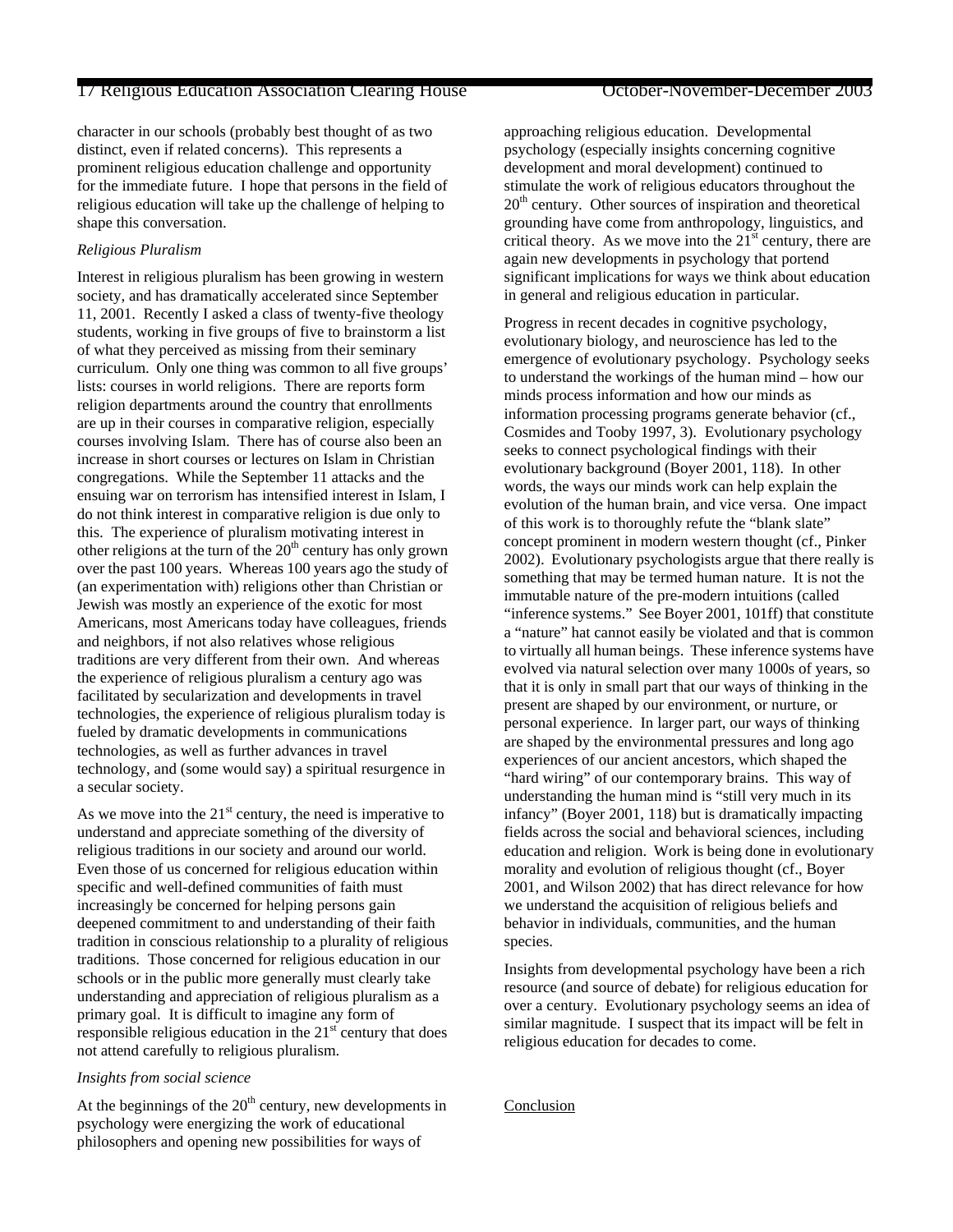character in our schools (probably best thought of as two distinct, even if related concerns). This represents a prominent religious education challenge and opportunity for the immediate future. I hope that persons in the field of religious education will take up the challenge of helping to shape this conversation.

*Religious Pluralism*

Interest in religious pluralism has been growing in western society, and has dramatically accelerated since September 11, 2001. Recently I asked a class of twenty-five theology students, working in five groups of five to brainstorm a list of what they perceived as missing from their seminary curriculum. Only one thing was common to all five groups' lists: courses in world religions. There are reports form religion departments around the country that enrollments are up in their courses in comparative religion, especially courses involving Islam. There has of course also been an increase in short courses or lectures on Islam in Christian congregations. While the September 11 attacks and the ensuing war on terrorism has intensified interest in Islam, I do not think interest in comparative religion is due only to this. The experience of pluralism motivating interest in other religions at the turn of the 20th century has only grown over the past 100 years. Whereas 100 years ago the study of (an experimentation with) religions other than Christian or Jewish was mostly an experience of the exotic for most Americans, most Americans today have colleagues, friends and neighbors, if not also relatives whose religious traditions are very different from their own. And whereas the experience of religious pluralism a century ago was facilitated by secularization and developments in travel technologies, the experience of religious pluralism today is fueled by dramatic developments in communications technologies, as well as further advances in travel technology, and (some would say) a spiritual resurgence in a secular society.

As we move into the 21st century, the need is imperative to understand and appreciate something of the diversity of religious traditions in our society and around our world. Even those of us concerned for religious education within specific and well-defined communities of faith must increasingly be concerned for helping persons gain deepened commitment to and understanding of their faith tradition in conscious relationship to a plurality of religious traditions. Those concerned for religious education in our schools or in the public more generally must clearly take understanding and appreciation of religious pluralism as a primary goal. It is difficult to imagine any form of responsible religious education in the 21st century that does not attend carefully to religious pluralism.

*Insights from social science*

At the beginnings of the 20th century, new developments in psychology were energizing the work of educational philosophers and opening new possibilities for ways of approaching religious education. Developmental psychology (especially insights concerning cognitive development and moral development) continued to stimulate the work of religious educators throughout the 20th century. Other sources of inspiration and theoretical grounding have come from anthropology, linguistics, and critical theory. As we move into the 21st century, there are again new developments in psychology that portend significant implications for ways we think about education in general and religious education in particular.

Progress in recent decades in cognitive psychology, evolutionary biology, and neuroscience has led to the emergence of evolutionary psychology. Psychology seeks to understand the workings of the human mind – how our minds process information and how our minds as information processing programs generate behavior (cf., Cosmides and Tooby 1997, 3). Evolutionary psychology seeks to connect psychological findings with their evolutionary background (Boyer 2001, 118). In other words, the ways our minds work can help explain the evolution of the human brain, and vice versa. One impact of this work is to thoroughly refute the "blank slate" concept prominent in modern western thought (cf., Pinker 2002). Evolutionary psychologists argue that there really is something that may be termed human nature. It is not the immutable nature of the pre-modern intuitions (called "inference systems." See Boyer 2001, 101ff) that constitute a "nature" hat cannot easily be violated and that is common to virtually all human beings. These inference systems have evolved via natural selection over many 1000s of years, so that it is only in small part that our ways of thinking in the present are shaped by our environment, or nurture, or personal experience. In larger part, our ways of thinking are shaped by the environmental pressures and long ago experiences of our ancient ancestors, which shaped the "hard wiring" of our contemporary brains. This way of understanding the human mind is "still very much in its infancy" (Boyer 2001, 118) but is dramatically impacting fields across the social and behavioral sciences, including education and religion. Work is being done in evolutionary morality and evolution of religious thought (cf., Boyer 2001, and Wilson 2002) that has direct relevance for how we understand the acquisition of religious beliefs and behavior in individuals, communities, and the human species.

Insights from developmental psychology have been a rich resource (and source of debate) for religious education for over a century. Evolutionary psychology seems an idea of similar magnitude. I suspect that its impact will be felt in religious education for decades to come.

Conclusion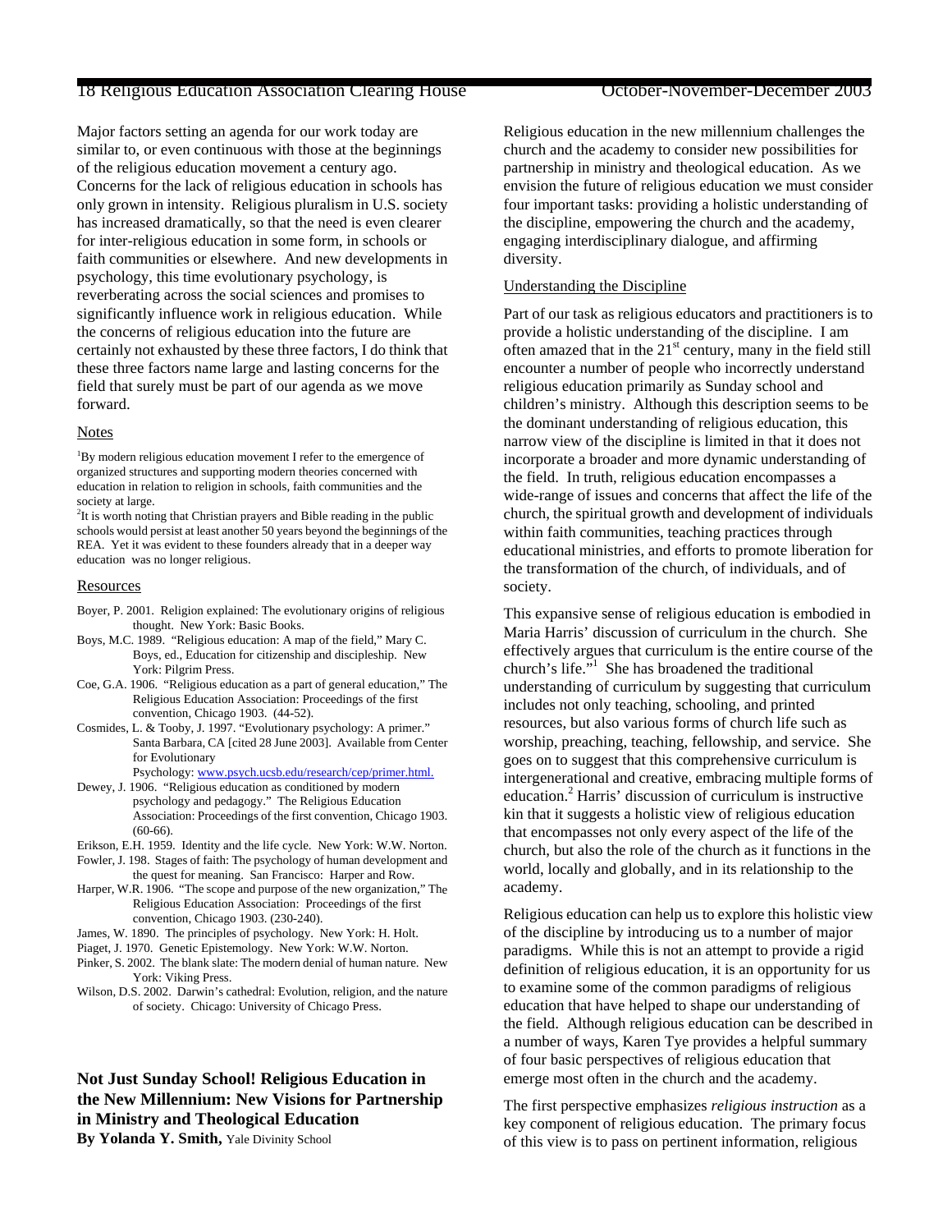Major factors setting an agenda for our work today are similar to, or even continuous with those at the beginnings of the religious education movement a century ago. Concerns for the lack of religious education in schools has only grown in intensity. Religious pluralism in U.S. society has increased dramatically, so that the need is even clearer for inter-religious education in some form, in schools or faith communities or elsewhere. And new developments in psychology, this time evolutionary psychology, is reverberating across the social sciences and promises to significantly influence work in religious education. While the concerns of religious education into the future are certainly not exhausted by these three factors, I do think that these three factors name large and lasting concerns for the field that surely must be part of our agenda as we move forward.

## Notes

[1]By modern religious education movement I refer to the emergence of organized structures and supporting modern theories concerned with education in relation to religion in schools, faith communities and the society at large.

[2]It is worth noting that Christian prayers and Bible reading in the public schools would persist at least another 50 years beyond the beginnings of the REA. Yet it was evident to these founders already that in a deeper way education was no longer religious.

## Resources

- Boyer, P. 2001. Religion explained: The evolutionary origins of religious thought. New York: Basic Books.
- Boys, M.C. 1989. "Religious education: A map of the field," Mary C. Boys, ed., Education for citizenship and discipleship. New York: Pilgrim Press.
- Coe, G.A. 1906. "Religious education as a part of general education," The Religious Education Association: Proceedings of the first convention, Chicago 1903. (44-52).
- Cosmides, L. & Tooby, J. 1997. "Evolutionary psychology: A primer." Santa Barbara, CA [cited 28 June 2003]. Available from Center for Evolutionary Psychology: www.psych.ucsb.edu/research/cep/primer.html.
- Dewey, J. 1906. "Religious education as conditioned by modern psychology and pedagogy." The Religious Education Association: Proceedings of the first convention, Chicago 1903. (60-66).
- Erikson, E.H. 1959. Identity and the life cycle. New York: W.W. Norton.
- Fowler, J. 198. Stages of faith: The psychology of human development and the quest for meaning. San Francisco: Harper and Row.
- Harper, W.R. 1906. "The scope and purpose of the new organization," The Religious Education Association: Proceedings of the first convention, Chicago 1903. (230-240).
- James, W. 1890. The principles of psychology. New York: H. Holt.
- Piaget, J. 1970. Genetic Epistemology. New York: W.W. Norton.
- Pinker, S. 2002. The blank slate: The modern denial of human nature. New York: Viking Press.
- Wilson, D.S. 2002. Darwin's cathedral: Evolution, religion, and the nature of society. Chicago: University of Chicago Press.

## Not Just Sunday School! Religious Education in the New Millennium: New Visions for Partnership in Ministry and Theological Education

**By Yolanda Y. Smith,** Yale Divinity School

Religious education in the new millennium challenges the church and the academy to consider new possibilities for partnership in ministry and theological education. As we envision the future of religious education we must consider four important tasks: providing a holistic understanding of the discipline, empowering the church and the academy, engaging interdisciplinary dialogue, and affirming diversity.

### Understanding the Discipline

Part of our task as religious educators and practitioners is to provide a holistic understanding of the discipline. I am often amazed that in the 21st century, many in the field still encounter a number of people who incorrectly understand religious education primarily as Sunday school and children's ministry. Although this description seems to be the dominant understanding of religious education, this narrow view of the discipline is limited in that it does not incorporate a broader and more dynamic understanding of the field. In truth, religious education encompasses a wide-range of issues and concerns that affect the life of the church, the spiritual growth and development of individuals within faith communities, teaching practices through educational ministries, and efforts to promote liberation for the transformation of the church, of individuals, and of society.

This expansive sense of religious education is embodied in Maria Harris' discussion of curriculum in the church. She effectively argues that curriculum is the entire course of the church's life."[1] She has broadened the traditional understanding of curriculum by suggesting that curriculum includes not only teaching, schooling, and printed resources, but also various forms of church life such as worship, preaching, teaching, fellowship, and service. She goes on to suggest that this comprehensive curriculum is intergenerational and creative, embracing multiple forms of education.[2] Harris' discussion of curriculum is instructive kin that it suggests a holistic view of religious education that encompasses not only every aspect of the life of the church, but also the role of the church as it functions in the world, locally and globally, and in its relationship to the academy.

Religious education can help us to explore this holistic view of the discipline by introducing us to a number of major paradigms. While this is not an attempt to provide a rigid definition of religious education, it is an opportunity for us to examine some of the common paradigms of religious education that have helped to shape our understanding of the field. Although religious education can be described in a number of ways, Karen Tye provides a helpful summary of four basic perspectives of religious education that emerge most often in the church and the academy.

The first perspective emphasizes *religious instruction* as a key component of religious education. The primary focus of this view is to pass on pertinent information, religious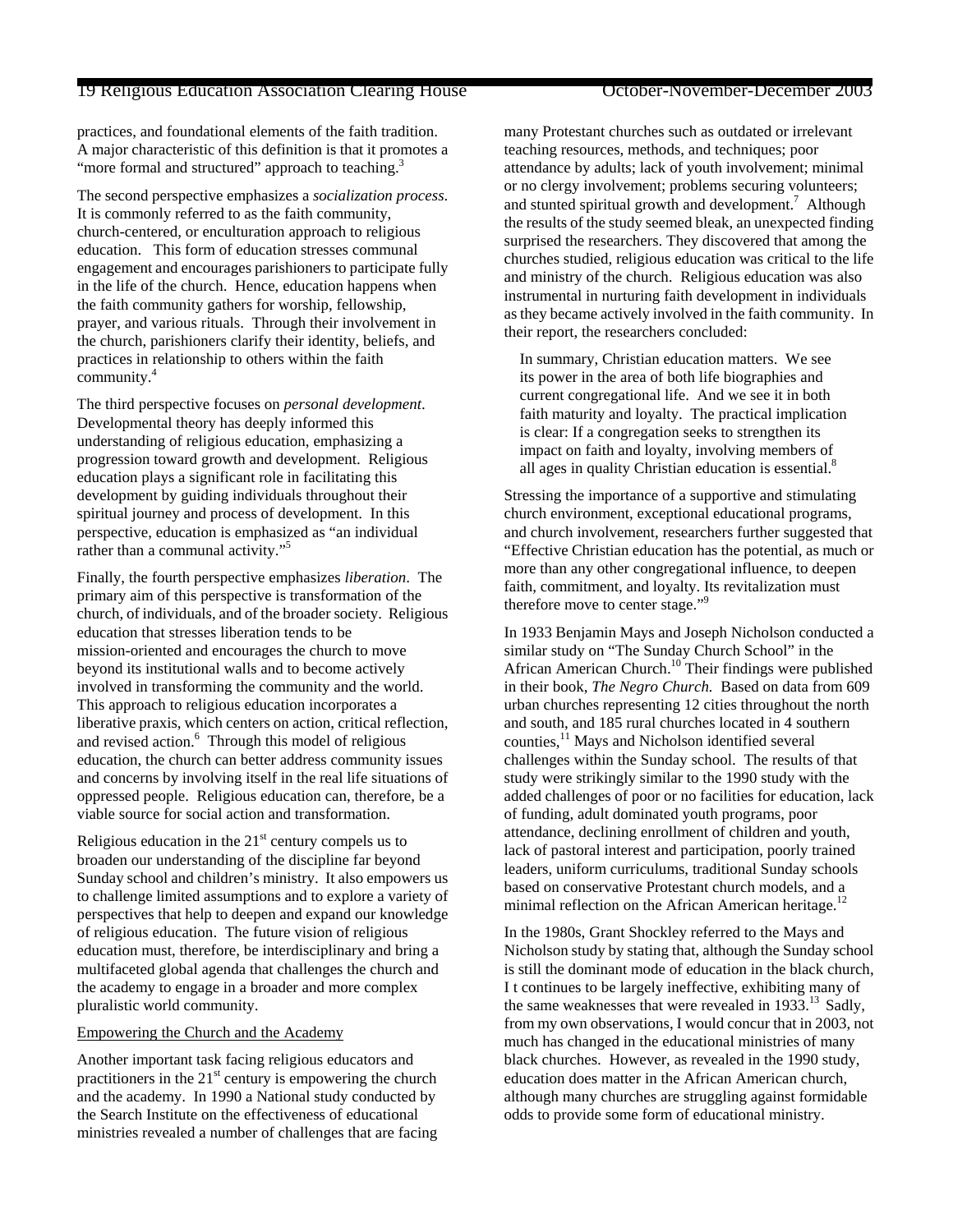practices, and foundational elements of the faith tradition. A major characteristic of this definition is that it promotes a "more formal and structured" approach to teaching.[3]

The second perspective emphasizes a *socialization process*. It is commonly referred to as the faith community, church-centered, or enculturation approach to religious education. This form of education stresses communal engagement and encourages parishioners to participate fully in the life of the church. Hence, education happens when the faith community gathers for worship, fellowship, prayer, and various rituals. Through their involvement in the church, parishioners clarify their identity, beliefs, and practices in relationship to others within the faith community.[4]

The third perspective focuses on *personal development*. Developmental theory has deeply informed this understanding of religious education, emphasizing a progression toward growth and development. Religious education plays a significant role in facilitating this development by guiding individuals throughout their spiritual journey and process of development. In this perspective, education is emphasized as "an individual rather than a communal activity."[5]

Finally, the fourth perspective emphasizes *liberation*. The primary aim of this perspective is transformation of the church, of individuals, and of the broader society. Religious education that stresses liberation tends to be mission-oriented and encourages the church to move beyond its institutional walls and to become actively involved in transforming the community and the world. This approach to religious education incorporates a liberative praxis, which centers on action, critical reflection, and revised action.[6] Through this model of religious education, the church can better address community issues and concerns by involving itself in the real life situations of oppressed people. Religious education can, therefore, be a viable source for social action and transformation.

Religious education in the 21st century compels us to broaden our understanding of the discipline far beyond Sunday school and children's ministry. It also empowers us to challenge limited assumptions and to explore a variety of perspectives that help to deepen and expand our knowledge of religious education. The future vision of religious education must, therefore, be interdisciplinary and bring a multifaceted global agenda that challenges the church and the academy to engage in a broader and more complex pluralistic world community.

## Empowering the Church and the Academy

Another important task facing religious educators and practitioners in the 21st century is empowering the church and the academy. In 1990 a National study conducted by the Search Institute on the effectiveness of educational ministries revealed a number of challenges that are facing many Protestant churches such as outdated or irrelevant teaching resources, methods, and techniques; poor attendance by adults; lack of youth involvement; minimal or no clergy involvement; problems securing volunteers; and stunted spiritual growth and development.[7] Although the results of the study seemed bleak, an unexpected finding surprised the researchers. They discovered that among the churches studied, religious education was critical to the life and ministry of the church. Religious education was also instrumental in nurturing faith development in individuals as they became actively involved in the faith community. In their report, the researchers concluded:

> In summary, Christian education matters. We see its power in the area of both life biographies and current congregational life. And we see it in both faith maturity and loyalty. The practical implication is clear: If a congregation seeks to strengthen its impact on faith and loyalty, involving members of all ages in quality Christian education is essential.[8]

Stressing the importance of a supportive and stimulating church environment, exceptional educational programs, and church involvement, researchers further suggested that "Effective Christian education has the potential, as much or more than any other congregational influence, to deepen faith, commitment, and loyalty. Its revitalization must therefore move to center stage."[9]

In 1933 Benjamin Mays and Joseph Nicholson conducted a similar study on "The Sunday Church School" in the African American Church.[10] Their findings were published in their book, *The Negro Church.* Based on data from 609 urban churches representing 12 cities throughout the north and south, and 185 rural churches located in 4 southern counties,[11] Mays and Nicholson identified several challenges within the Sunday school. The results of that study were strikingly similar to the 1990 study with the added challenges of poor or no facilities for education, lack of funding, adult dominated youth programs, poor attendance, declining enrollment of children and youth, lack of pastoral interest and participation, poorly trained leaders, uniform curriculums, traditional Sunday schools based on conservative Protestant church models, and a minimal reflection on the African American heritage.[12]

In the 1980s, Grant Shockley referred to the Mays and Nicholson study by stating that, although the Sunday school is still the dominant mode of education in the black church, I t continues to be largely ineffective, exhibiting many of the same weaknesses that were revealed in 1933.[13] Sadly, from my own observations, I would concur that in 2003, not much has changed in the educational ministries of many black churches. However, as revealed in the 1990 study, education does matter in the African American church, although many churches are struggling against formidable odds to provide some form of educational ministry.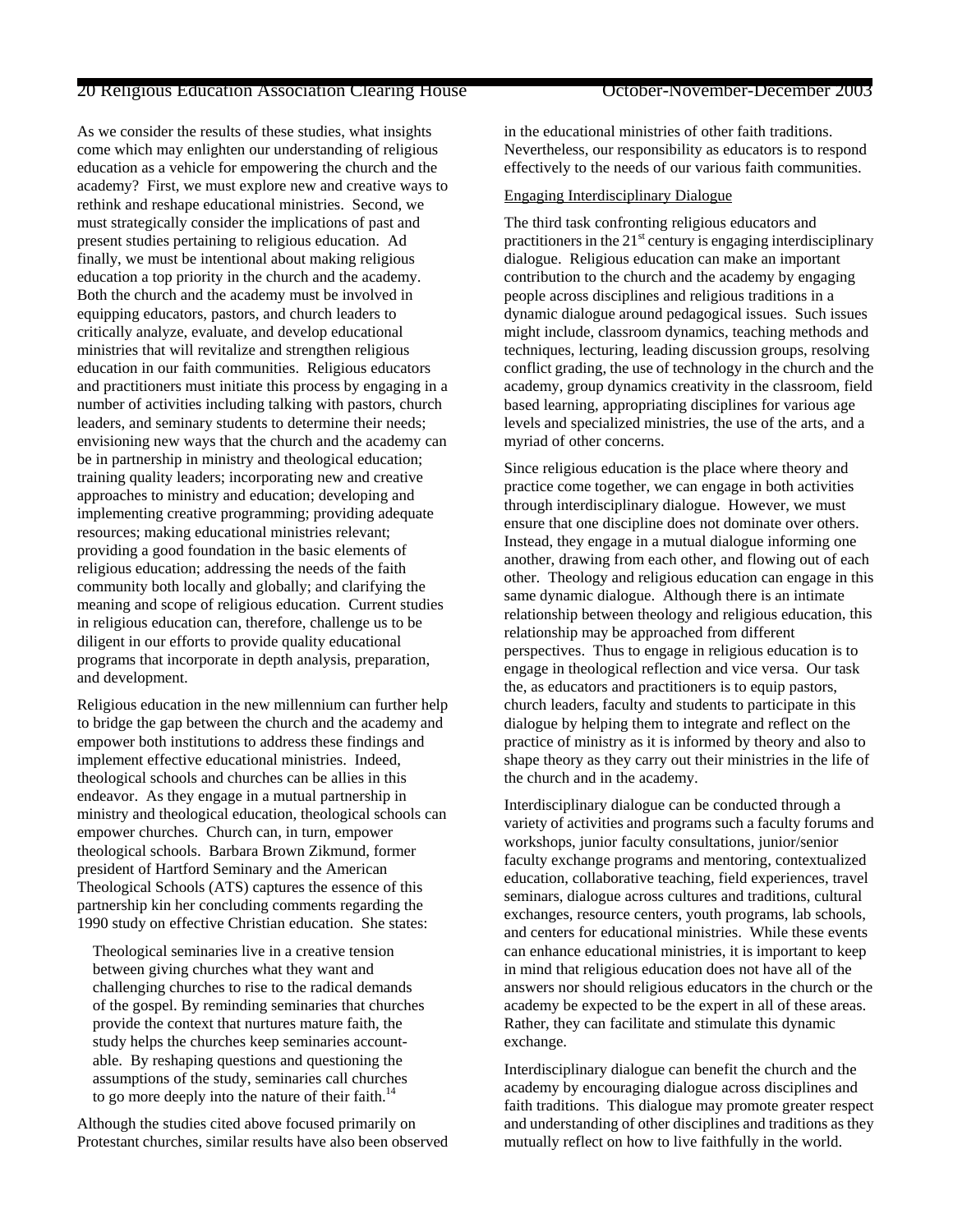As we consider the results of these studies, what insights come which may enlighten our understanding of religious education as a vehicle for empowering the church and the academy? First, we must explore new and creative ways to rethink and reshape educational ministries. Second, we must strategically consider the implications of past and present studies pertaining to religious education. Ad finally, we must be intentional about making religious education a top priority in the church and the academy. Both the church and the academy must be involved in equipping educators, pastors, and church leaders to critically analyze, evaluate, and develop educational ministries that will revitalize and strengthen religious education in our faith communities. Religious educators and practitioners must initiate this process by engaging in a number of activities including talking with pastors, church leaders, and seminary students to determine their needs; envisioning new ways that the church and the academy can be in partnership in ministry and theological education; training quality leaders; incorporating new and creative approaches to ministry and education; developing and implementing creative programming; providing adequate resources; making educational ministries relevant; providing a good foundation in the basic elements of religious education; addressing the needs of the faith community both locally and globally; and clarifying the meaning and scope of religious education. Current studies in religious education can, therefore, challenge us to be diligent in our efforts to provide quality educational programs that incorporate in depth analysis, preparation, and development.

Religious education in the new millennium can further help to bridge the gap between the church and the academy and empower both institutions to address these findings and implement effective educational ministries. Indeed, theological schools and churches can be allies in this endeavor. As they engage in a mutual partnership in ministry and theological education, theological schools can empower churches. Church can, in turn, empower theological schools. Barbara Brown Zikmund, former president of Hartford Seminary and the American Theological Schools (ATS) captures the essence of this partnership kin her concluding comments regarding the 1990 study on effective Christian education. She states:

> Theological seminaries live in a creative tension between giving churches what they want and challenging churches to rise to the radical demands of the gospel. By reminding seminaries that churches provide the context that nurtures mature faith, the study helps the churches keep seminaries accountable. By reshaping questions and questioning the assumptions of the study, seminaries call churches to go more deeply into the nature of their faith.[14]

Although the studies cited above focused primarily on Protestant churches, similar results have also been observed in the educational ministries of other faith traditions. Nevertheless, our responsibility as educators is to respond effectively to the needs of our various faith communities.

<u>Engaging Interdisciplinary Dialogue</u>

The third task confronting religious educators and practitioners in the 21st century is engaging interdisciplinary dialogue. Religious education can make an important contribution to the church and the academy by engaging people across disciplines and religious traditions in a dynamic dialogue around pedagogical issues. Such issues might include, classroom dynamics, teaching methods and techniques, lecturing, leading discussion groups, resolving conflict grading, the use of technology in the church and the academy, group dynamics creativity in the classroom, field based learning, appropriating disciplines for various age levels and specialized ministries, the use of the arts, and a myriad of other concerns.

Since religious education is the place where theory and practice come together, we can engage in both activities through interdisciplinary dialogue. However, we must ensure that one discipline does not dominate over others. Instead, they engage in a mutual dialogue informing one another, drawing from each other, and flowing out of each other. Theology and religious education can engage in this same dynamic dialogue. Although there is an intimate relationship between theology and religious education, this relationship may be approached from different perspectives. Thus to engage in religious education is to engage in theological reflection and vice versa. Our task the, as educators and practitioners is to equip pastors, church leaders, faculty and students to participate in this dialogue by helping them to integrate and reflect on the practice of ministry as it is informed by theory and also to shape theory as they carry out their ministries in the life of the church and in the academy.

Interdisciplinary dialogue can be conducted through a variety of activities and programs such a faculty forums and workshops, junior faculty consultations, junior/senior faculty exchange programs and mentoring, contextualized education, collaborative teaching, field experiences, travel seminars, dialogue across cultures and traditions, cultural exchanges, resource centers, youth programs, lab schools, and centers for educational ministries. While these events can enhance educational ministries, it is important to keep in mind that religious education does not have all of the answers nor should religious educators in the church or the academy be expected to be the expert in all of these areas. Rather, they can facilitate and stimulate this dynamic exchange.

Interdisciplinary dialogue can benefit the church and the academy by encouraging dialogue across disciplines and faith traditions. This dialogue may promote greater respect and understanding of other disciplines and traditions as they mutually reflect on how to live faithfully in the world.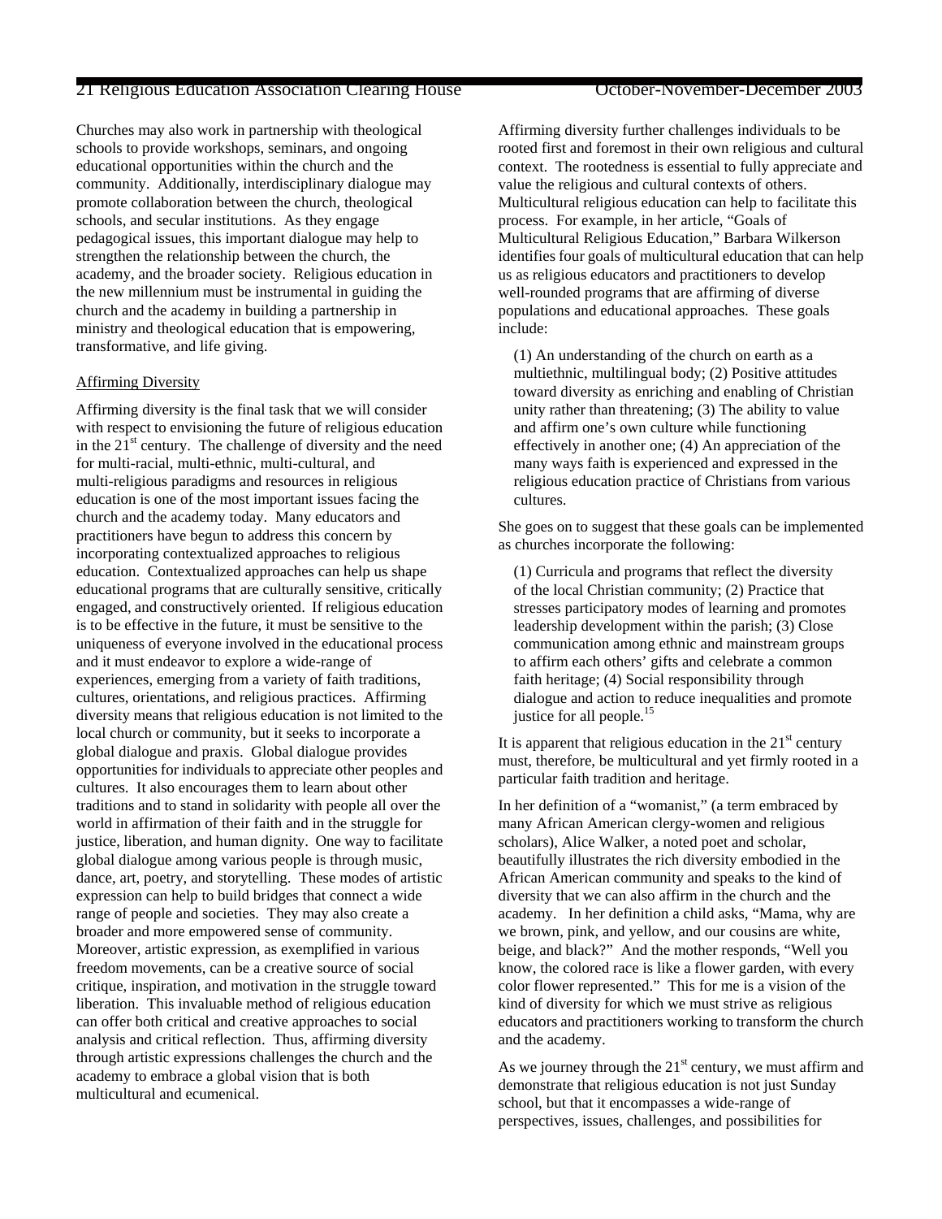Churches may also work in partnership with theological schools to provide workshops, seminars, and ongoing educational opportunities within the church and the community. Additionally, interdisciplinary dialogue may promote collaboration between the church, theological schools, and secular institutions. As they engage pedagogical issues, this important dialogue may help to strengthen the relationship between the church, the academy, and the broader society. Religious education in the new millennium must be instrumental in guiding the church and the academy in building a partnership in ministry and theological education that is empowering, transformative, and life giving.

## Affirming Diversity

Affirming diversity is the final task that we will consider with respect to envisioning the future of religious education in the 21st century. The challenge of diversity and the need for multi-racial, multi-ethnic, multi-cultural, and multi-religious paradigms and resources in religious education is one of the most important issues facing the church and the academy today. Many educators and practitioners have begun to address this concern by incorporating contextualized approaches to religious education. Contextualized approaches can help us shape educational programs that are culturally sensitive, critically engaged, and constructively oriented. If religious education is to be effective in the future, it must be sensitive to the uniqueness of everyone involved in the educational process and it must endeavor to explore a wide-range of experiences, emerging from a variety of faith traditions, cultures, orientations, and religious practices. Affirming diversity means that religious education is not limited to the local church or community, but it seeks to incorporate a global dialogue and praxis. Global dialogue provides opportunities for individuals to appreciate other peoples and cultures. It also encourages them to learn about other traditions and to stand in solidarity with people all over the world in affirmation of their faith and in the struggle for justice, liberation, and human dignity. One way to facilitate global dialogue among various people is through music, dance, art, poetry, and storytelling. These modes of artistic expression can help to build bridges that connect a wide range of people and societies. They may also create a broader and more empowered sense of community. Moreover, artistic expression, as exemplified in various freedom movements, can be a creative source of social critique, inspiration, and motivation in the struggle toward liberation. This invaluable method of religious education can offer both critical and creative approaches to social analysis and critical reflection. Thus, affirming diversity through artistic expressions challenges the church and the academy to embrace a global vision that is both multicultural and ecumenical.

Affirming diversity further challenges individuals to be rooted first and foremost in their own religious and cultural context. The rootedness is essential to fully appreciate and value the religious and cultural contexts of others. Multicultural religious education can help to facilitate this process. For example, in her article, "Goals of Multicultural Religious Education," Barbara Wilkerson identifies four goals of multicultural education that can help us as religious educators and practitioners to develop well-rounded programs that are affirming of diverse populations and educational approaches. These goals include:

> (1) An understanding of the church on earth as a multiethnic, multilingual body; (2) Positive attitudes toward diversity as enriching and enabling of Christian unity rather than threatening; (3) The ability to value and affirm one's own culture while functioning effectively in another one; (4) An appreciation of the many ways faith is experienced and expressed in the religious education practice of Christians from various cultures.

She goes on to suggest that these goals can be implemented as churches incorporate the following:

> (1) Curricula and programs that reflect the diversity of the local Christian community; (2) Practice that stresses participatory modes of learning and promotes leadership development within the parish; (3) Close communication among ethnic and mainstream groups to affirm each others' gifts and celebrate a common faith heritage; (4) Social responsibility through dialogue and action to reduce inequalities and promote justice for all people.[15]

It is apparent that religious education in the 21st century must, therefore, be multicultural and yet firmly rooted in a particular faith tradition and heritage.

In her definition of a "womanist," (a term embraced by many African American clergy-women and religious scholars), Alice Walker, a noted poet and scholar, beautifully illustrates the rich diversity embodied in the African American community and speaks to the kind of diversity that we can also affirm in the church and the academy. In her definition a child asks, "Mama, why are we brown, pink, and yellow, and our cousins are white, beige, and black?" And the mother responds, "Well you know, the colored race is like a flower garden, with every color flower represented." This for me is a vision of the kind of diversity for which we must strive as religious educators and practitioners working to transform the church and the academy.

As we journey through the 21st century, we must affirm and demonstrate that religious education is not just Sunday school, but that it encompasses a wide-range of perspectives, issues, challenges, and possibilities for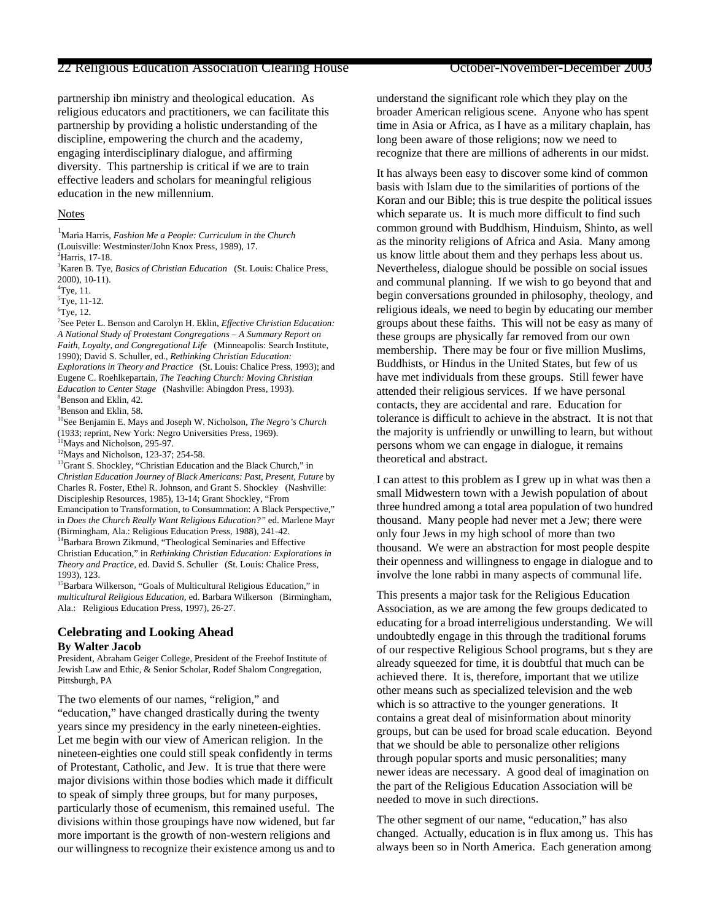partnership ibn ministry and theological education. As religious educators and practitioners, we can facilitate this partnership by providing a holistic understanding of the discipline, empowering the church and the academy, engaging interdisciplinary dialogue, and affirming diversity. This partnership is critical if we are to train effective leaders and scholars for meaningful religious education in the new millennium.

## Notes

[1]Maria Harris, *Fashion Me a People: Curriculum in the Church* (Louisville: Westminster/John Knox Press, 1989), 17.
[2]Harris, 17-18.
[3]Karen B. Tye, *Basics of Christian Education* (St. Louis: Chalice Press, 2000), 10-11).
[4]Tye, 11.
[5]Tye, 11-12.
[6]Tye, 12.
[7]See Peter L. Benson and Carolyn H. Eklin, *Effective Christian Education: A National Study of Protestant Congregations – A Summary Report on Faith, Loyalty, and Congregational Life* (Minneapolis: Search Institute, 1990); David S. Schuller, ed., *Rethinking Christian Education: Explorations in Theory and Practice* (St. Louis: Chalice Press, 1993); and Eugene C. Roehlkepartain, *The Teaching Church: Moving Christian Education to Center Stage* (Nashville: Abingdon Press, 1993).
[8]Benson and Eklin, 42.
[9]Benson and Eklin, 58.
[10]See Benjamin E. Mays and Joseph W. Nicholson, *The Negro's Church* (1933; reprint, New York: Negro Universities Press, 1969).
[11]Mays and Nicholson, 295-97.
[12]Mays and Nicholson, 123-37; 254-58.
[13]Grant S. Shockley, "Christian Education and the Black Church," in *Christian Education Journey of Black Americans: Past, Present, Future* by Charles R. Foster, Ethel R. Johnson, and Grant S. Shockley (Nashville: Discipleship Resources, 1985), 13-14; Grant Shockley, "From Emancipation to Transformation, to Consummation: A Black Perspective," in *Does the Church Really Want Religious Education?"* ed. Marlene Mayr (Birmingham, Ala.: Religious Education Press, 1988), 241-42.
[14]Barbara Brown Zikmund, "Theological Seminaries and Effective Christian Education," in *Rethinking Christian Education: Explorations in Theory and Practice*, ed. David S. Schuller (St. Louis: Chalice Press, 1993), 123.
[15]Barbara Wilkerson, "Goals of Multicultural Religious Education," in *multicultural Religious Education*, ed. Barbara Wilkerson (Birmingham, Ala.: Religious Education Press, 1997), 26-27.

## Celebrating and Looking Ahead

**By Walter Jacob**

President, Abraham Geiger College, President of the Freehof Institute of Jewish Law and Ethic, & Senior Scholar, Rodef Shalom Congregation, Pittsburgh, PA

The two elements of our names, "religion," and "education," have changed drastically during the twenty years since my presidency in the early nineteen-eighties. Let me begin with our view of American religion. In the nineteen-eighties one could still speak confidently in terms of Protestant, Catholic, and Jew. It is true that there were major divisions within those bodies which made it difficult to speak of simply three groups, but for many purposes, particularly those of ecumenism, this remained useful. The divisions within those groupings have now widened, but far more important is the growth of non-western religions and our willingness to recognize their existence among us and to understand the significant role which they play on the broader American religious scene. Anyone who has spent time in Asia or Africa, as I have as a military chaplain, has long been aware of those religions; now we need to recognize that there are millions of adherents in our midst.

It has always been easy to discover some kind of common basis with Islam due to the similarities of portions of the Koran and our Bible; this is true despite the political issues which separate us. It is much more difficult to find such common ground with Buddhism, Hinduism, Shinto, as well as the minority religions of Africa and Asia. Many among us know little about them and they perhaps less about us. Nevertheless, dialogue should be possible on social issues and communal planning. If we wish to go beyond that and begin conversations grounded in philosophy, theology, and religious ideals, we need to begin by educating our member groups about these faiths. This will not be easy as many of these groups are physically far removed from our own membership. There may be four or five million Muslims, Buddhists, or Hindus in the United States, but few of us have met individuals from these groups. Still fewer have attended their religious services. If we have personal contacts, they are accidental and rare. Education for tolerance is difficult to achieve in the abstract. It is not that the majority is unfriendly or unwilling to learn, but without persons whom we can engage in dialogue, it remains theoretical and abstract.

I can attest to this problem as I grew up in what was then a small Midwestern town with a Jewish population of about three hundred among a total area population of two hundred thousand. Many people had never met a Jew; there were only four Jews in my high school of more than two thousand. We were an abstraction for most people despite their openness and willingness to engage in dialogue and to involve the lone rabbi in many aspects of communal life.

This presents a major task for the Religious Education Association, as we are among the few groups dedicated to educating for a broad interreligious understanding. We will undoubtedly engage in this through the traditional forums of our respective Religious School programs, but s they are already squeezed for time, it is doubtful that much can be achieved there. It is, therefore, important that we utilize other means such as specialized television and the web which is so attractive to the younger generations. It contains a great deal of misinformation about minority groups, but can be used for broad scale education. Beyond that we should be able to personalize other religions through popular sports and music personalities; many newer ideas are necessary. A good deal of imagination on the part of the Religious Education Association will be needed to move in such directions.

The other segment of our name, "education," has also changed. Actually, education is in flux among us. This has always been so in North America. Each generation among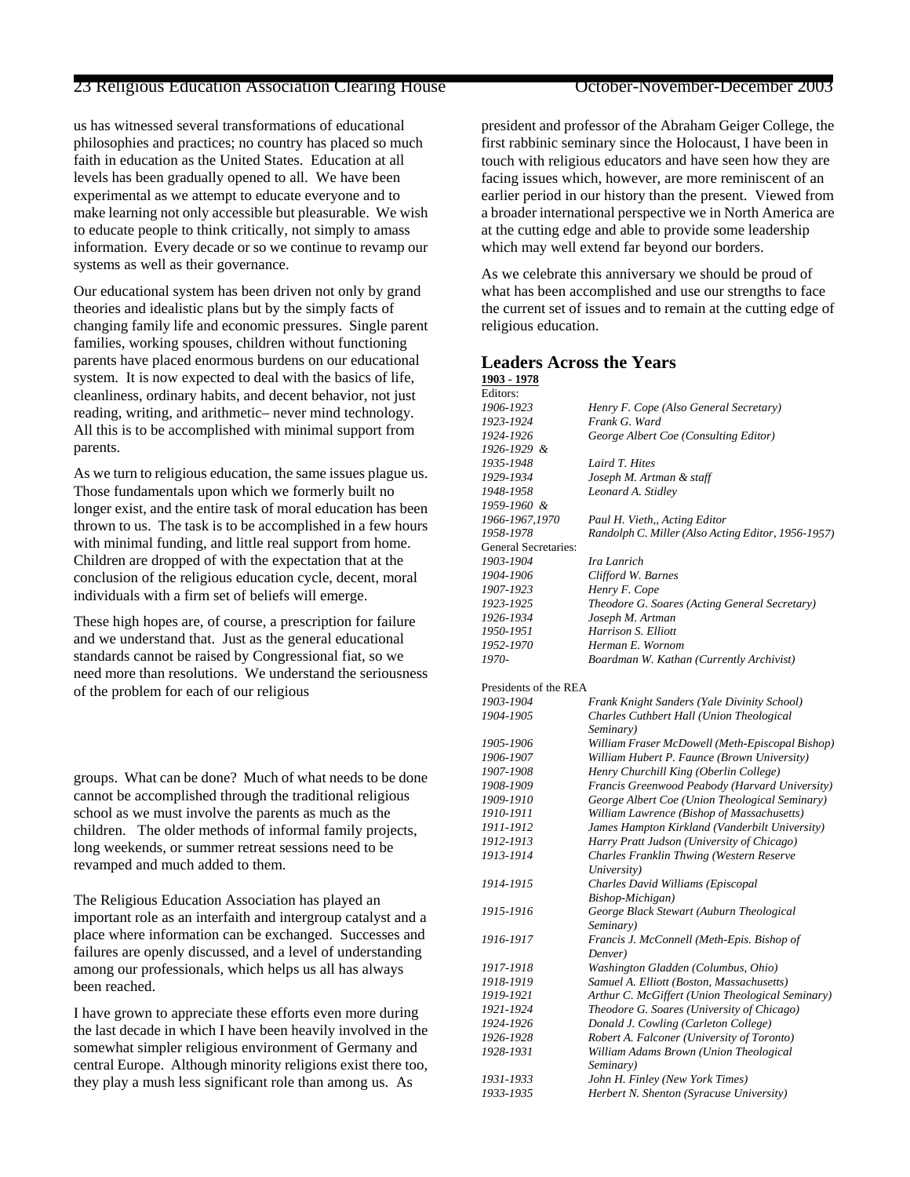us has witnessed several transformations of educational philosophies and practices; no country has placed so much faith in education as the United States. Education at all levels has been gradually opened to all. We have been experimental as we attempt to educate everyone and to make learning not only accessible but pleasurable. We wish to educate people to think critically, not simply to amass information. Every decade or so we continue to revamp our systems as well as their governance.

Our educational system has been driven not only by grand theories and idealistic plans but by the simply facts of changing family life and economic pressures. Single parent families, working spouses, children without functioning parents have placed enormous burdens on our educational system. It is now expected to deal with the basics of life, cleanliness, ordinary habits, and decent behavior, not just reading, writing, and arithmetic– never mind technology. All this is to be accomplished with minimal support from parents.

As we turn to religious education, the same issues plague us. Those fundamentals upon which we formerly built no longer exist, and the entire task of moral education has been thrown to us. The task is to be accomplished in a few hours with minimal funding, and little real support from home. Children are dropped of with the expectation that at the conclusion of the religious education cycle, decent, moral individuals with a firm set of beliefs will emerge.

These high hopes are, of course, a prescription for failure and we understand that. Just as the general educational standards cannot be raised by Congressional fiat, so we need more than resolutions. We understand the seriousness of the problem for each of our religious groups. What can be done? Much of what needs to be done cannot be accomplished through the traditional religious school as we must involve the parents as much as the children. The older methods of informal family projects, long weekends, or summer retreat sessions need to be revamped and much added to them.

The Religious Education Association has played an important role as an interfaith and intergroup catalyst and a place where information can be exchanged. Successes and failures are openly discussed, and a level of understanding among our professionals, which helps us all has always been reached.

I have grown to appreciate these efforts even more during the last decade in which I have been heavily involved in the somewhat simpler religious environment of Germany and central Europe. Although minority religions exist there too, they play a mush less significant role than among us. As president and professor of the Abraham Geiger College, the first rabbinic seminary since the Holocaust, I have been in touch with religious educators and have seen how they are facing issues which, however, are more reminiscent of an earlier period in our history than the present. Viewed from a broader international perspective we in North America are at the cutting edge and able to provide some leadership which may well extend far beyond our borders.

As we celebrate this anniversary we should be proud of what has been accomplished and use our strengths to face the current set of issues and to remain at the cutting edge of religious education.

## Leaders Across the Years

**1903 - 1978**

Editors:

| | |
|---|---|
| *1906-1923* | *Henry F. Cope (Also General Secretary)* |
| *1923-1924* | *Frank G. Ward* |
| *1924-1926* | *George Albert Coe (Consulting Editor)* |
| *1926-1929 &* | |
| *1935-1948* | *Laird T. Hites* |
| *1929-1934* | *Joseph M. Artman & staff* |
| *1948-1958* | *Leonard A. Stidley* |
| *1959-1960 &* | |
| *1966-1967,1970* | *Paul H. Vieth,, Acting Editor* |
| *1958-1978* | *Randolph C. Miller (Also Acting Editor, 1956-1957)* |

General Secretaries:

| | |
|---|---|
| *1903-1904* | *Ira Lanrich* |
| *1904-1906* | *Clifford W. Barnes* |
| *1907-1923* | *Henry F. Cope* |
| *1923-1925* | *Theodore G. Soares (Acting General Secretary)* |
| *1926-1934* | *Joseph M. Artman* |
| *1950-1951* | *Harrison S. Elliott* |
| *1952-1970* | *Herman E. Wornom* |
| *1970-* | *Boardman W. Kathan (Currently Archivist)* |

Presidents of the REA

| | |
|---|---|
| *1903-1904* | *Frank Knight Sanders (Yale Divinity School)* |
| *1904-1905* | *Charles Cuthbert Hall (Union Theological Seminary)* |
| *1905-1906* | *William Fraser McDowell (Meth-Episcopal Bishop)* |
| *1906-1907* | *William Hubert P. Faunce (Brown University)* |
| *1907-1908* | *Henry Churchill King (Oberlin College)* |
| *1908-1909* | *Francis Greenwood Peabody (Harvard University)* |
| *1909-1910* | *George Albert Coe (Union Theological Seminary)* |
| *1910-1911* | *William Lawrence (Bishop of Massachusetts)* |
| *1911-1912* | *James Hampton Kirkland (Vanderbilt University)* |
| *1912-1913* | *Harry Pratt Judson (University of Chicago)* |
| *1913-1914* | *Charles Franklin Thwing (Western Reserve University)* |
| *1914-1915* | *Charles David Williams (Episcopal Bishop-Michigan)* |
| *1915-1916* | *George Black Stewart (Auburn Theological Seminary)* |
| *1916-1917* | *Francis J. McConnell (Meth-Epis. Bishop of Denver)* |
| *1917-1918* | *Washington Gladden (Columbus, Ohio)* |
| *1918-1919* | *Samuel A. Elliott (Boston, Massachusetts)* |
| *1919-1921* | *Arthur C. McGiffert (Union Theological Seminary)* |
| *1921-1924* | *Theodore G. Soares (University of Chicago)* |
| *1924-1926* | *Donald J. Cowling (Carleton College)* |
| *1926-1928* | *Robert A. Falconer (University of Toronto)* |
| *1928-1931* | *William Adams Brown (Union Theological Seminary)* |
| *1931-1933* | *John H. Finley (New York Times)* |
| *1933-1935* | *Herbert N. Shenton (Syracuse University)* |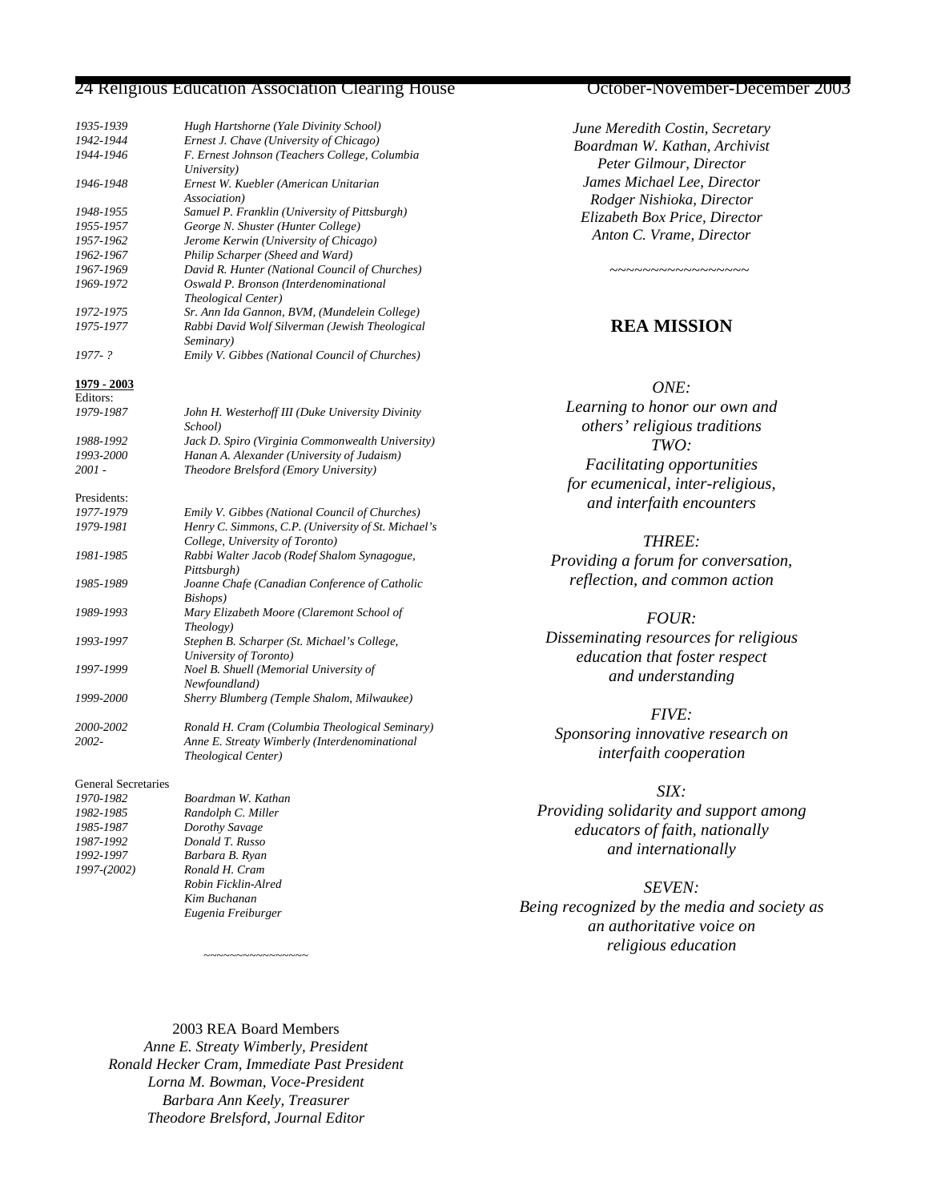| | |
|---|---|
| *1935-1939* | *Hugh Hartshorne (Yale Divinity School)* |
| *1942-1944* | *Ernest J. Chave (University of Chicago)* |
| *1944-1946* | *F. Ernest Johnson (Teachers College, Columbia University)* |
| *1946-1948* | *Ernest W. Kuebler (American Unitarian Association)* |
| *1948-1955* | *Samuel P. Franklin (University of Pittsburgh)* |
| *1955-1957* | *George N. Shuster (Hunter College)* |
| *1957-1962* | *Jerome Kerwin (University of Chicago)* |
| *1962-1967* | *Philip Scharper (Sheed and Ward)* |
| *1967-1969* | *David R. Hunter (National Council of Churches)* |
| *1969-1972* | *Oswald P. Bronson (Interdenominational Theological Center)* |
| *1972-1975* | *Sr. Ann Ida Gannon, BVM, (Mundelein College)* |
| *1975-1977* | *Rabbi David Wolf Silverman (Jewish Theological Seminary)* |
| *1977- ?* | *Emily V. Gibbes (National Council of Churches)* |

**1979 - 2003**

Editors:

| | |
|---|---|
| *1979-1987* | *John H. Westerhoff III (Duke University Divinity School)* |
| *1988-1992* | *Jack D. Spiro (Virginia Commonwealth University)* |
| *1993-2000* | *Hanan A. Alexander (University of Judaism)* |
| *2001 -* | *Theodore Brelsford (Emory University)* |

Presidents:

| | |
|---|---|
| *1977-1979* | *Emily V. Gibbes (National Council of Churches)* |
| *1979-1981* | *Henry C. Simmons, C.P. (University of St. Michael's College, University of Toronto)* |
| *1981-1985* | *Rabbi Walter Jacob (Rodef Shalom Synagogue, Pittsburgh)* |
| *1985-1989* | *Joanne Chafe (Canadian Conference of Catholic Bishops)* |
| *1989-1993* | *Mary Elizabeth Moore (Claremont School of Theology)* |
| *1993-1997* | *Stephen B. Scharper (St. Michael's College, University of Toronto)* |
| *1997-1999* | *Noel B. Shuell (Memorial University of Newfoundland)* |
| *1999-2000* | *Sherry Blumberg (Temple Shalom, Milwaukee)* |
| *2000-2002* | *Ronald H. Cram (Columbia Theological Seminary)* |
| *2002-* | *Anne E. Streaty Wimberly (Interdenominational Theological Center)* |

General Secretaries

| | |
|---|---|
| *1970-1982* | *Boardman W. Kathan* |
| *1982-1985* | *Randolph C. Miller* |
| *1985-1987* | *Dorothy Savage* |
| *1987-1992* | *Donald T. Russo* |
| *1992-1997* | *Barbara B. Ryan* |
| *1997-(2002)* | *Ronald H. Cram* |
| | *Robin Ficklin-Alred* |
| | *Kim Buchanan* |
| | *Eugenia Freiburger* |

~~~~~~~~~~~~~~~~

2003 REA Board Members

*Anne E. Streaty Wimberly, President*
*Ronald Hecker Cram, Immediate Past President*
*Lorna M. Bowman, Voce-President*
*Barbara Ann Keely, Treasurer*
*Theodore Brelsford, Journal Editor*
*June Meredith Costin, Secretary*
*Boardman W. Kathan, Archivist*
*Peter Gilmour, Director*
*James Michael Lee, Director*
*Rodger Nishioka, Director*
*Elizabeth Box Price, Director*
*Anton C. Vrame, Director*

~~~~~~~~~~~~~~~~

## REA MISSION

*ONE:*
*Learning to honor our own and others' religious traditions*

*TWO:*
*Facilitating opportunities for ecumenical, inter-religious, and interfaith encounters*

*THREE:*
*Providing a forum for conversation, reflection, and common action*

*FOUR:*
*Disseminating resources for religious education that foster respect and understanding*

*FIVE:*
*Sponsoring innovative research on interfaith cooperation*

*SIX:*
*Providing solidarity and support among educators of faith, nationally and internationally*

*SEVEN:*
*Being recognized by the media and society as an authoritative voice on religious education*